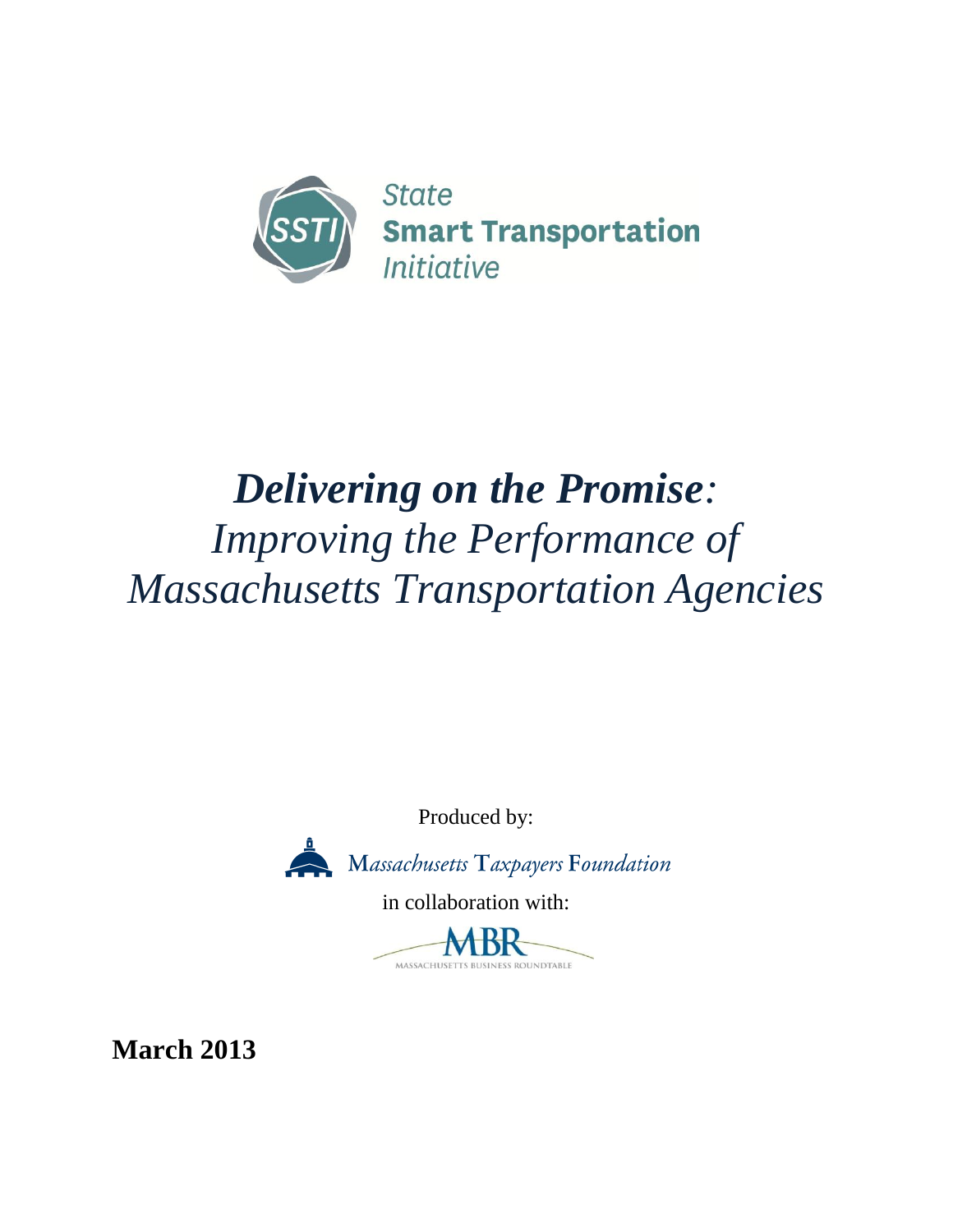State Smart Transportation Initiative

# *Delivering on the Promise:*

## *Improving the Performance of Massachusetts Transportation Agencies*

Produced by:

Massachusetts Taxpayers Foundation

in collaboration with:

MBR
MASSACHUSETTS BUSINESS ROUNDTABLE

**March 2013**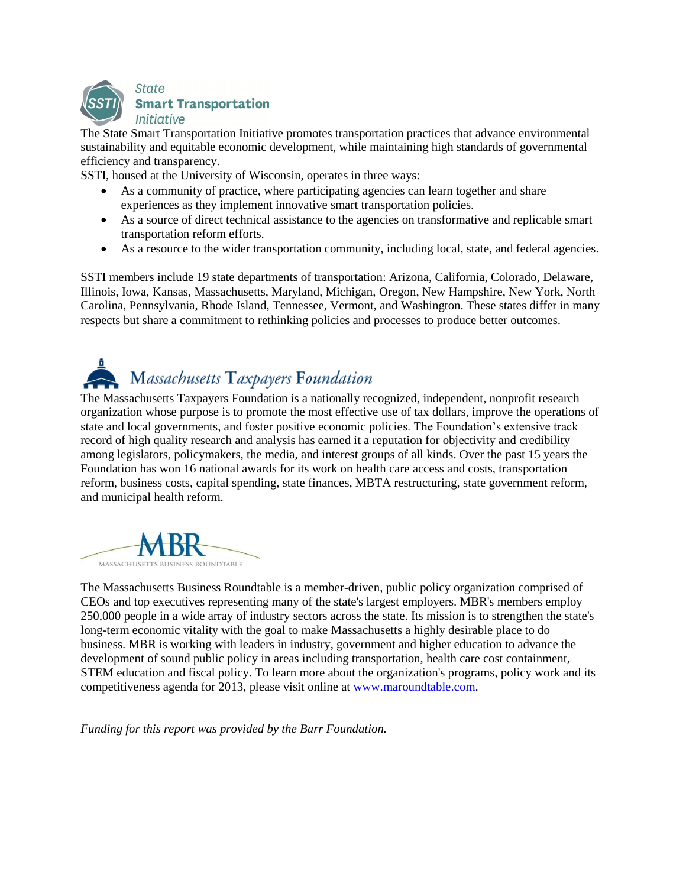## State Smart Transportation Initiative

The State Smart Transportation Initiative promotes transportation practices that advance environmental sustainability and equitable economic development, while maintaining high standards of governmental efficiency and transparency.

SSTI, housed at the University of Wisconsin, operates in three ways:

- As a community of practice, where participating agencies can learn together and share experiences as they implement innovative smart transportation policies.
- As a source of direct technical assistance to the agencies on transformative and replicable smart transportation reform efforts.
- As a resource to the wider transportation community, including local, state, and federal agencies.

SSTI members include 19 state departments of transportation: Arizona, California, Colorado, Delaware, Illinois, Iowa, Kansas, Massachusetts, Maryland, Michigan, Oregon, New Hampshire, New York, North Carolina, Pennsylvania, Rhode Island, Tennessee, Vermont, and Washington. These states differ in many respects but share a commitment to rethinking policies and processes to produce better outcomes.

## Massachusetts Taxpayers Foundation

The Massachusetts Taxpayers Foundation is a nationally recognized, independent, nonprofit research organization whose purpose is to promote the most effective use of tax dollars, improve the operations of state and local governments, and foster positive economic policies. The Foundation's extensive track record of high quality research and analysis has earned it a reputation for objectivity and credibility among legislators, policymakers, the media, and interest groups of all kinds. Over the past 15 years the Foundation has won 16 national awards for its work on health care access and costs, transportation reform, business costs, capital spending, state finances, MBTA restructuring, state government reform, and municipal health reform.

## MBR – Massachusetts Business Roundtable

The Massachusetts Business Roundtable is a member-driven, public policy organization comprised of CEOs and top executives representing many of the state's largest employers. MBR's members employ 250,000 people in a wide array of industry sectors across the state. Its mission is to strengthen the state's long-term economic vitality with the goal to make Massachusetts a highly desirable place to do business. MBR is working with leaders in industry, government and higher education to advance the development of sound public policy in areas including transportation, health care cost containment, STEM education and fiscal policy. To learn more about the organization's programs, policy work and its competitiveness agenda for 2013, please visit online at [www.maroundtable.com](http://www.maroundtable.com).

*Funding for this report was provided by the Barr Foundation.*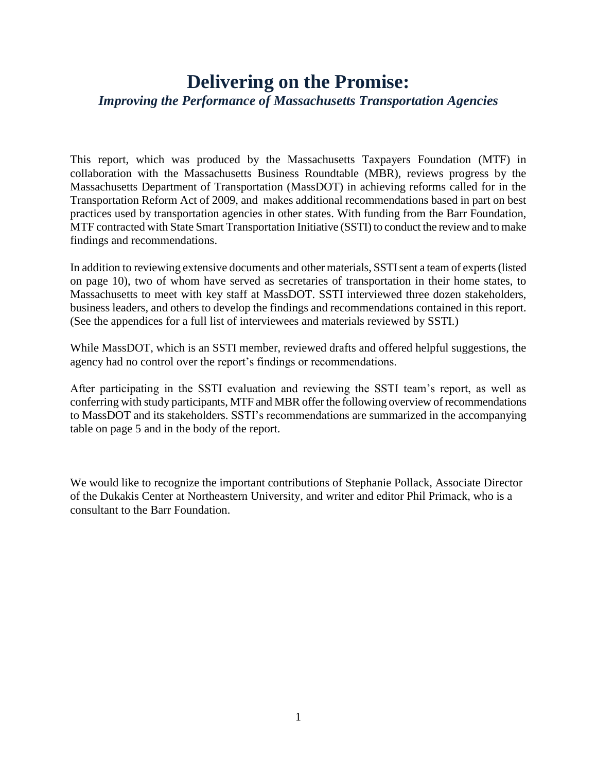# Delivering on the Promise:

***Improving the Performance of Massachusetts Transportation Agencies***

This report, which was produced by the Massachusetts Taxpayers Foundation (MTF) in collaboration with the Massachusetts Business Roundtable (MBR), reviews progress by the Massachusetts Department of Transportation (MassDOT) in achieving reforms called for in the Transportation Reform Act of 2009, and makes additional recommendations based in part on best practices used by transportation agencies in other states. With funding from the Barr Foundation, MTF contracted with State Smart Transportation Initiative (SSTI) to conduct the review and to make findings and recommendations.

In addition to reviewing extensive documents and other materials, SSTI sent a team of experts (listed on page 10), two of whom have served as secretaries of transportation in their home states, to Massachusetts to meet with key staff at MassDOT. SSTI interviewed three dozen stakeholders, business leaders, and others to develop the findings and recommendations contained in this report. (See the appendices for a full list of interviewees and materials reviewed by SSTI.)

While MassDOT, which is an SSTI member, reviewed drafts and offered helpful suggestions, the agency had no control over the report's findings or recommendations.

After participating in the SSTI evaluation and reviewing the SSTI team's report, as well as conferring with study participants, MTF and MBR offer the following overview of recommendations to MassDOT and its stakeholders. SSTI's recommendations are summarized in the accompanying table on page 5 and in the body of the report.

We would like to recognize the important contributions of Stephanie Pollack, Associate Director of the Dukakis Center at Northeastern University, and writer and editor Phil Primack, who is a consultant to the Barr Foundation.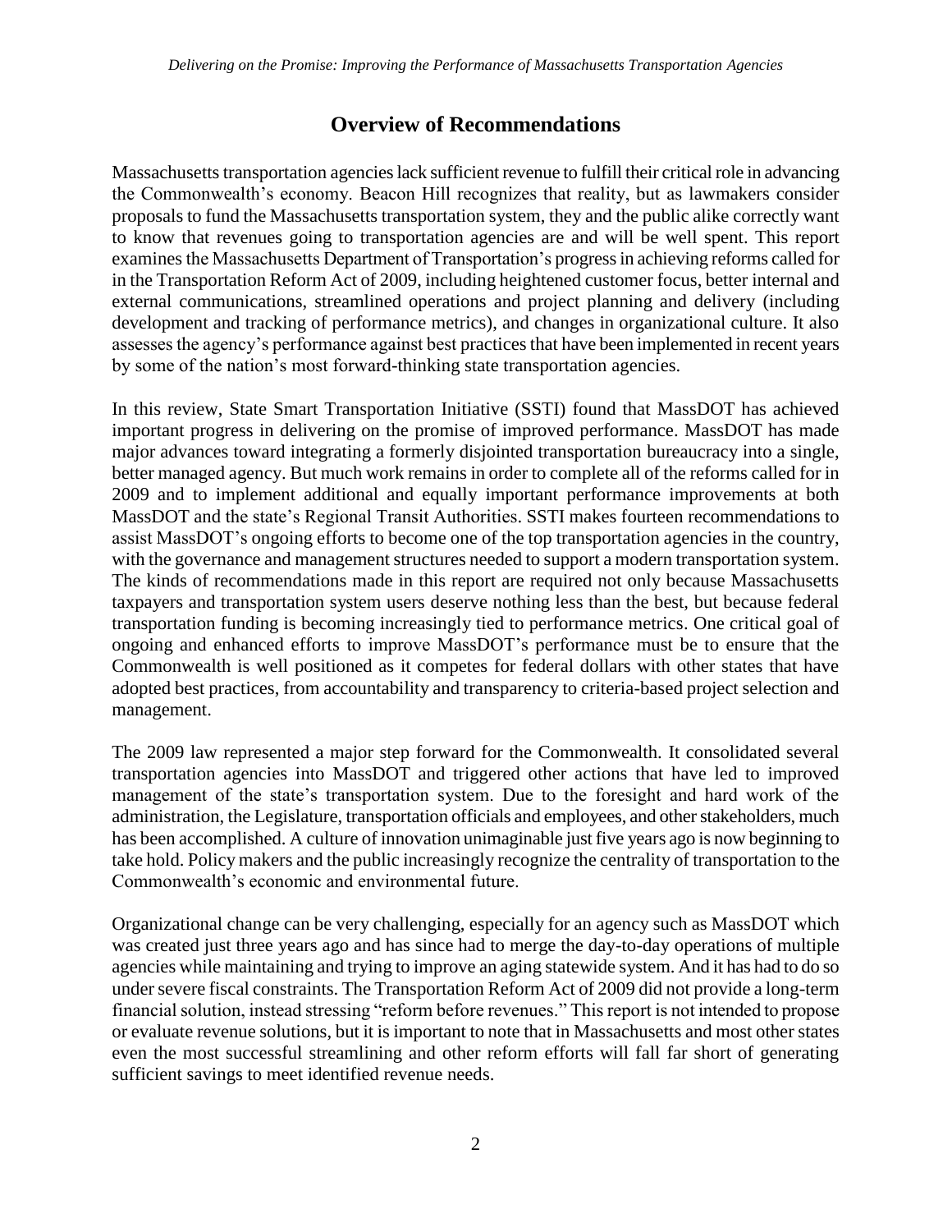## Overview of Recommendations

Massachusetts transportation agencies lack sufficient revenue to fulfill their critical role in advancing the Commonwealth's economy. Beacon Hill recognizes that reality, but as lawmakers consider proposals to fund the Massachusetts transportation system, they and the public alike correctly want to know that revenues going to transportation agencies are and will be well spent. This report examines the Massachusetts Department of Transportation's progress in achieving reforms called for in the Transportation Reform Act of 2009, including heightened customer focus, better internal and external communications, streamlined operations and project planning and delivery (including development and tracking of performance metrics), and changes in organizational culture. It also assesses the agency's performance against best practices that have been implemented in recent years by some of the nation's most forward-thinking state transportation agencies.

In this review, State Smart Transportation Initiative (SSTI) found that MassDOT has achieved important progress in delivering on the promise of improved performance. MassDOT has made major advances toward integrating a formerly disjointed transportation bureaucracy into a single, better managed agency. But much work remains in order to complete all of the reforms called for in 2009 and to implement additional and equally important performance improvements at both MassDOT and the state's Regional Transit Authorities. SSTI makes fourteen recommendations to assist MassDOT's ongoing efforts to become one of the top transportation agencies in the country, with the governance and management structures needed to support a modern transportation system. The kinds of recommendations made in this report are required not only because Massachusetts taxpayers and transportation system users deserve nothing less than the best, but because federal transportation funding is becoming increasingly tied to performance metrics. One critical goal of ongoing and enhanced efforts to improve MassDOT's performance must be to ensure that the Commonwealth is well positioned as it competes for federal dollars with other states that have adopted best practices, from accountability and transparency to criteria-based project selection and management.

The 2009 law represented a major step forward for the Commonwealth. It consolidated several transportation agencies into MassDOT and triggered other actions that have led to improved management of the state's transportation system. Due to the foresight and hard work of the administration, the Legislature, transportation officials and employees, and other stakeholders, much has been accomplished. A culture of innovation unimaginable just five years ago is now beginning to take hold. Policy makers and the public increasingly recognize the centrality of transportation to the Commonwealth's economic and environmental future.

Organizational change can be very challenging, especially for an agency such as MassDOT which was created just three years ago and has since had to merge the day-to-day operations of multiple agencies while maintaining and trying to improve an aging statewide system. And it has had to do so under severe fiscal constraints. The Transportation Reform Act of 2009 did not provide a long-term financial solution, instead stressing "reform before revenues." This report is not intended to propose or evaluate revenue solutions, but it is important to note that in Massachusetts and most other states even the most successful streamlining and other reform efforts will fall far short of generating sufficient savings to meet identified revenue needs.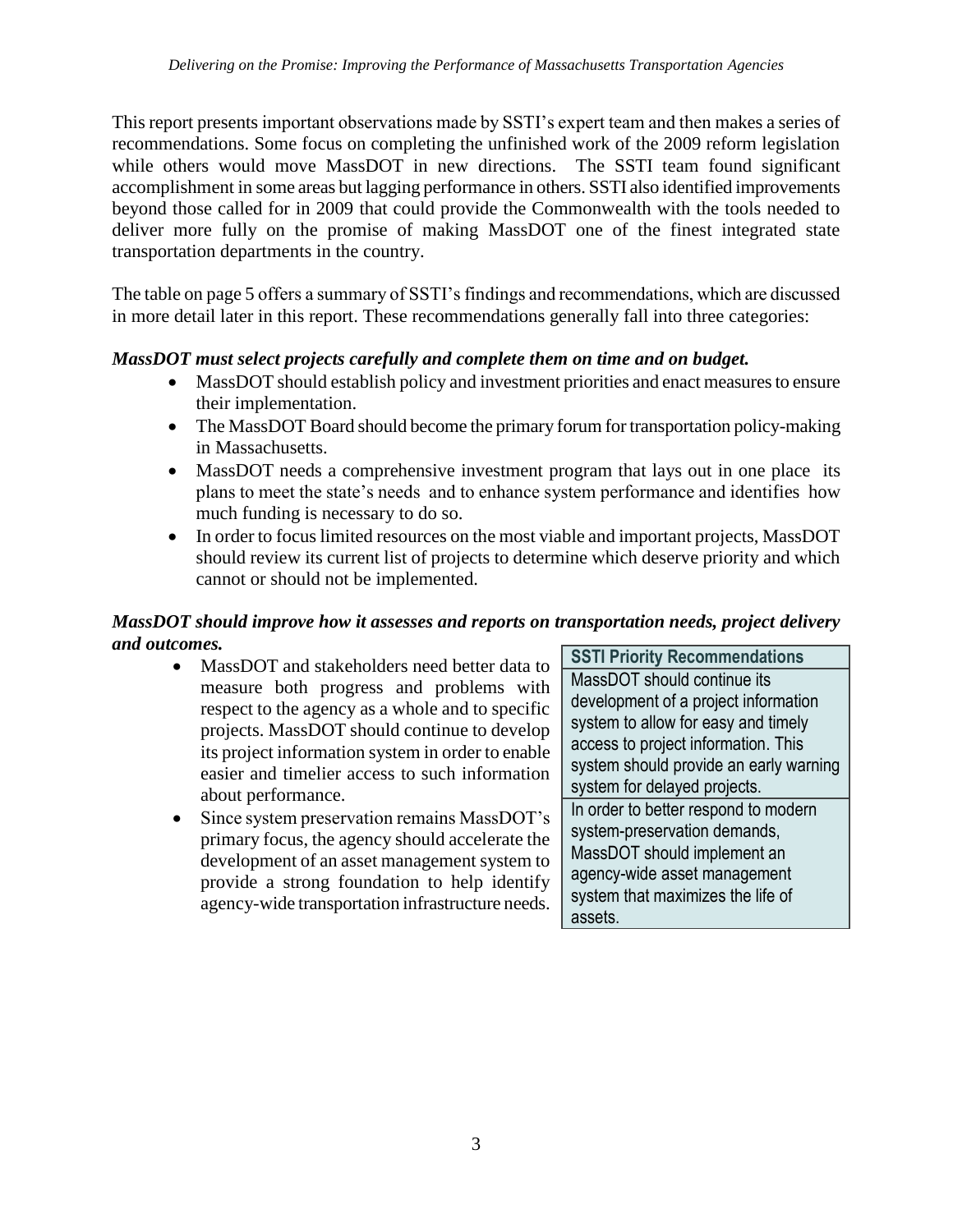This report presents important observations made by SSTI's expert team and then makes a series of recommendations. Some focus on completing the unfinished work of the 2009 reform legislation while others would move MassDOT in new directions. The SSTI team found significant accomplishment in some areas but lagging performance in others. SSTI also identified improvements beyond those called for in 2009 that could provide the Commonwealth with the tools needed to deliver more fully on the promise of making MassDOT one of the finest integrated state transportation departments in the country.

The table on page 5 offers a summary of SSTI's findings and recommendations, which are discussed in more detail later in this report. These recommendations generally fall into three categories:

***MassDOT must select projects carefully and complete them on time and on budget.***

- MassDOT should establish policy and investment priorities and enact measures to ensure their implementation.
- The MassDOT Board should become the primary forum for transportation policy-making in Massachusetts.
- MassDOT needs a comprehensive investment program that lays out in one place its plans to meet the state's needs and to enhance system performance and identifies how much funding is necessary to do so.
- In order to focus limited resources on the most viable and important projects, MassDOT should review its current list of projects to determine which deserve priority and which cannot or should not be implemented.

***MassDOT should improve how it assesses and reports on transportation needs, project delivery and outcomes.***

- MassDOT and stakeholders need better data to measure both progress and problems with respect to the agency as a whole and to specific projects. MassDOT should continue to develop its project information system in order to enable easier and timelier access to such information about performance.
- Since system preservation remains MassDOT's primary focus, the agency should accelerate the development of an asset management system to provide a strong foundation to help identify agency-wide transportation infrastructure needs.

| SSTI Priority Recommendations |
| --- |
| MassDOT should continue its development of a project information system to allow for easy and timely access to project information. This system should provide an early warning system for delayed projects. |
| In order to better respond to modern system-preservation demands, MassDOT should implement an agency-wide asset management system that maximizes the life of assets. |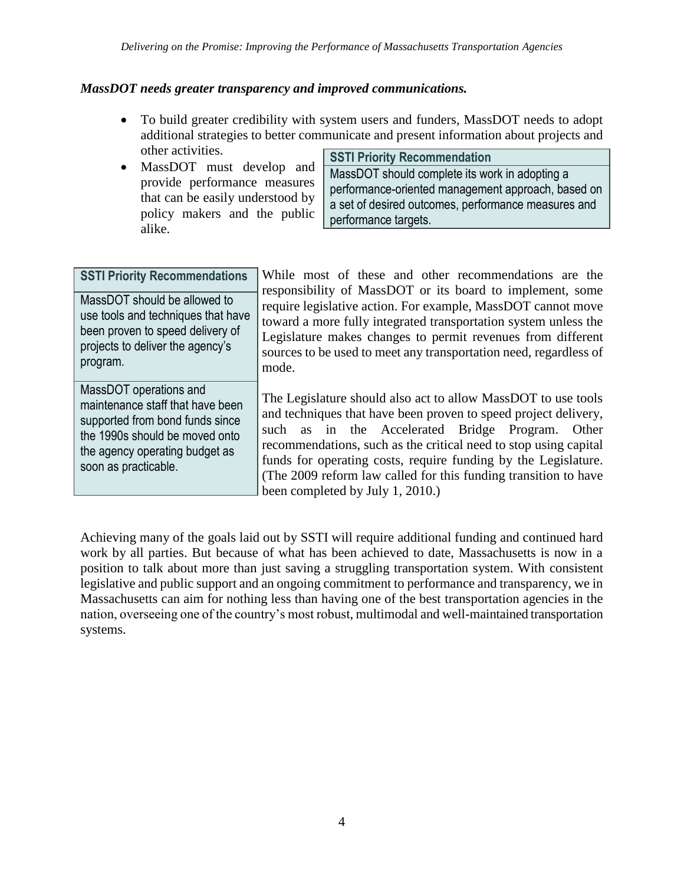***MassDOT needs greater transparency and improved communications.***

- To build greater credibility with system users and funders, MassDOT needs to adopt additional strategies to better communicate and present information about projects and other activities.
- MassDOT must develop and provide performance measures that can be easily understood by policy makers and the public alike.

| SSTI Priority Recommendation |
| --- |
| MassDOT should complete its work in adopting a performance-oriented management approach, based on a set of desired outcomes, performance measures and performance targets. |

| SSTI Priority Recommendations |
| --- |
| MassDOT should be allowed to use tools and techniques that have been proven to speed delivery of projects to deliver the agency's program. |
| MassDOT operations and maintenance staff that have been supported from bond funds since the 1990s should be moved onto the agency operating budget as soon as practicable. |

While most of these and other recommendations are the responsibility of MassDOT or its board to implement, some require legislative action. For example, MassDOT cannot move toward a more fully integrated transportation system unless the Legislature makes changes to permit revenues from different sources to be used to meet any transportation need, regardless of mode.

The Legislature should also act to allow MassDOT to use tools and techniques that have been proven to speed project delivery, such as in the Accelerated Bridge Program. Other recommendations, such as the critical need to stop using capital funds for operating costs, require funding by the Legislature. (The 2009 reform law called for this funding transition to have been completed by July 1, 2010.)

Achieving many of the goals laid out by SSTI will require additional funding and continued hard work by all parties. But because of what has been achieved to date, Massachusetts is now in a position to talk about more than just saving a struggling transportation system. With consistent legislative and public support and an ongoing commitment to performance and transparency, we in Massachusetts can aim for nothing less than having one of the best transportation agencies in the nation, overseeing one of the country's most robust, multimodal and well-maintained transportation systems.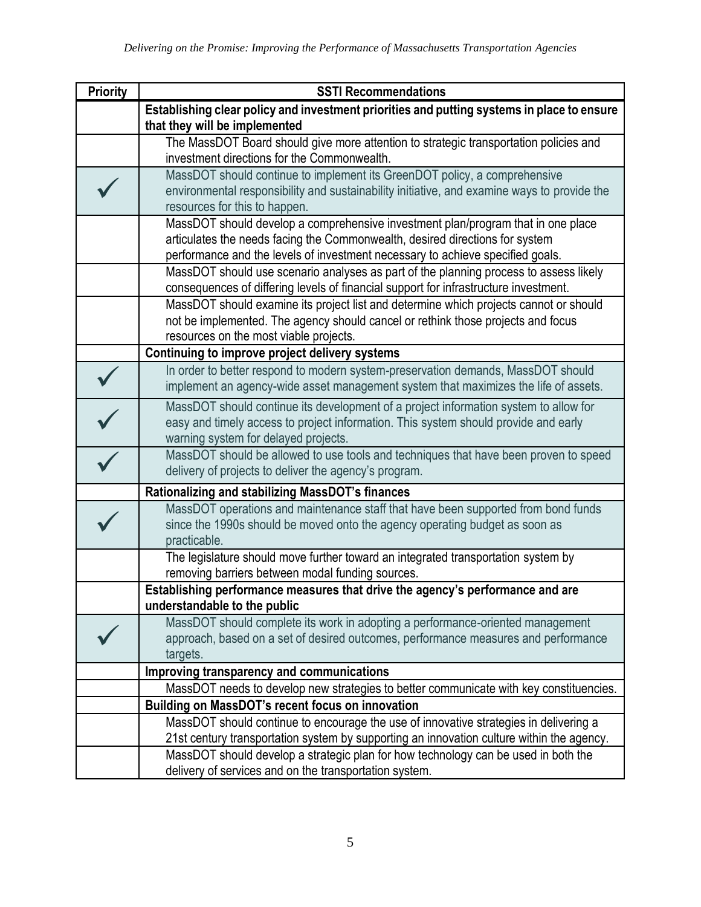| Priority | SSTI Recommendations |
|---|---|
| | **Establishing clear policy and investment priorities and putting systems in place to ensure that they will be implemented** |
| | The MassDOT Board should give more attention to strategic transportation policies and investment directions for the Commonwealth. |
| ✓ | MassDOT should continue to implement its GreenDOT policy, a comprehensive environmental responsibility and sustainability initiative, and examine ways to provide the resources for this to happen. |
| | MassDOT should develop a comprehensive investment plan/program that in one place articulates the needs facing the Commonwealth, desired directions for system performance and the levels of investment necessary to achieve specified goals. |
| | MassDOT should use scenario analyses as part of the planning process to assess likely consequences of differing levels of financial support for infrastructure investment. |
| | MassDOT should examine its project list and determine which projects cannot or should not be implemented. The agency should cancel or rethink those projects and focus resources on the most viable projects. |
| | **Continuing to improve project delivery systems** |
| ✓ | In order to better respond to modern system-preservation demands, MassDOT should implement an agency-wide asset management system that maximizes the life of assets. |
| ✓ | MassDOT should continue its development of a project information system to allow for easy and timely access to project information. This system should provide and early warning system for delayed projects. |
| ✓ | MassDOT should be allowed to use tools and techniques that have been proven to speed delivery of projects to deliver the agency's program. |
| | **Rationalizing and stabilizing MassDOT's finances** |
| ✓ | MassDOT operations and maintenance staff that have been supported from bond funds since the 1990s should be moved onto the agency operating budget as soon as practicable. |
| | The legislature should move further toward an integrated transportation system by removing barriers between modal funding sources. |
| | **Establishing performance measures that drive the agency's performance and are understandable to the public** |
| ✓ | MassDOT should complete its work in adopting a performance-oriented management approach, based on a set of desired outcomes, performance measures and performance targets. |
| | **Improving transparency and communications** |
| | MassDOT needs to develop new strategies to better communicate with key constituencies. |
| | **Building on MassDOT's recent focus on innovation** |
| | MassDOT should continue to encourage the use of innovative strategies in delivering a 21st century transportation system by supporting an innovation culture within the agency. |
| | MassDOT should develop a strategic plan for how technology can be used in both the delivery of services and on the transportation system. |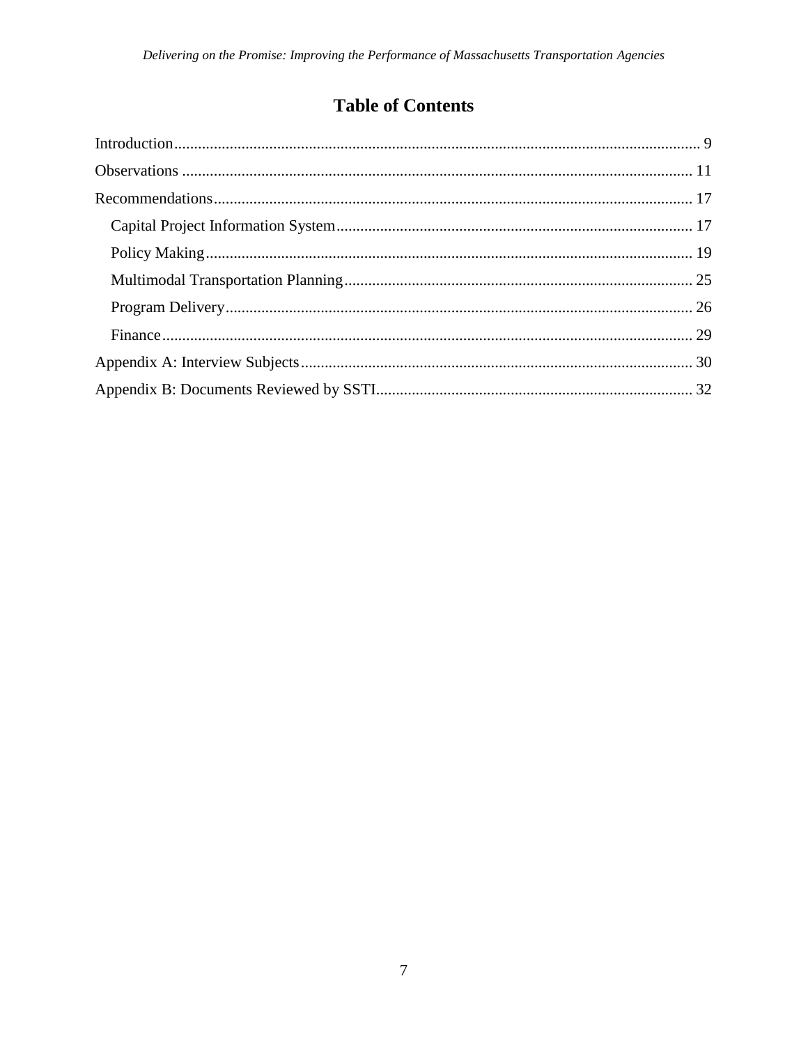# Table of Contents

- Introduction .... 9
- Observations .... 11
- Recommendations .... 17
  - Capital Project Information System .... 17
  - Policy Making .... 19
  - Multimodal Transportation Planning .... 25
  - Program Delivery .... 26
  - Finance .... 29
- Appendix A: Interview Subjects .... 30
- Appendix B: Documents Reviewed by SSTI .... 32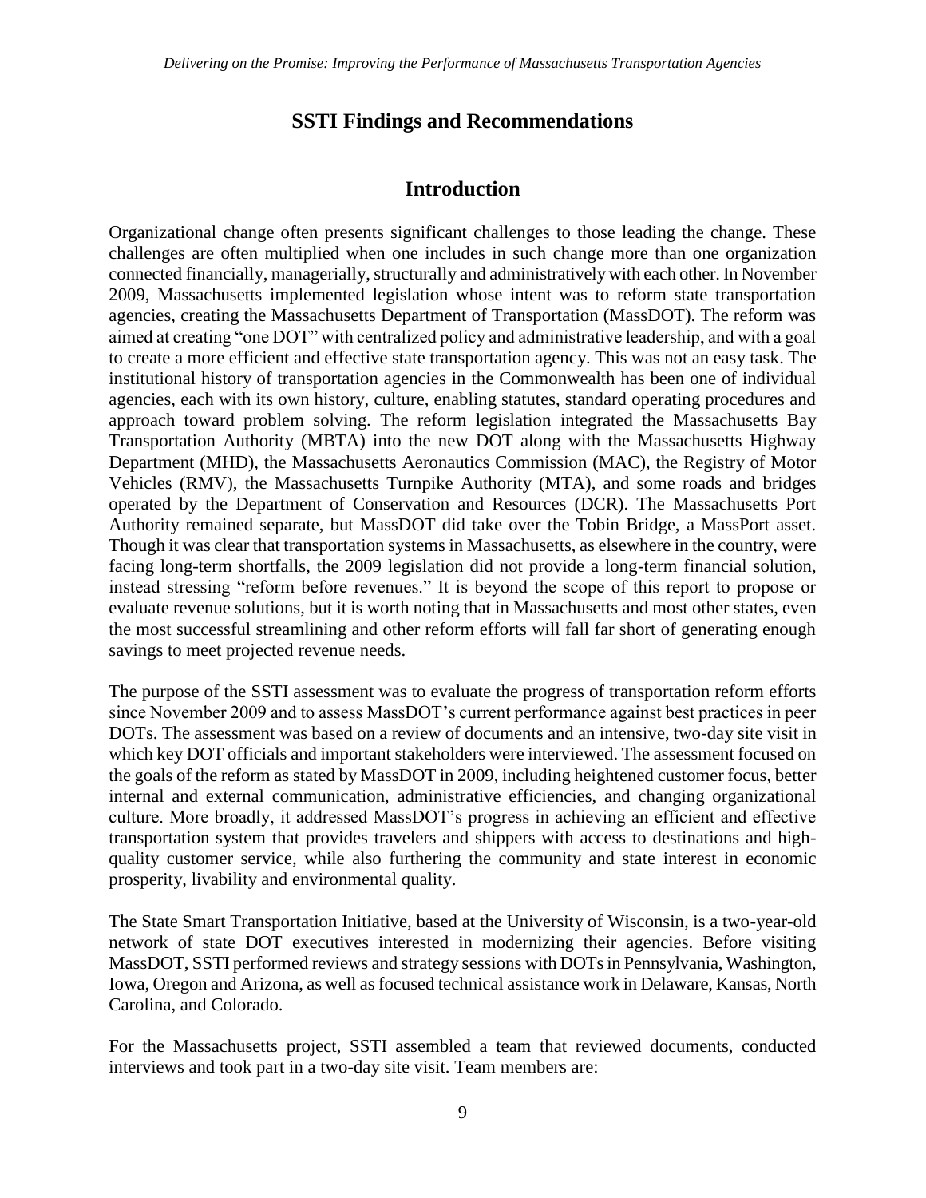## SSTI Findings and Recommendations

## Introduction

Organizational change often presents significant challenges to those leading the change. These challenges are often multiplied when one includes in such change more than one organization connected financially, managerially, structurally and administratively with each other. In November 2009, Massachusetts implemented legislation whose intent was to reform state transportation agencies, creating the Massachusetts Department of Transportation (MassDOT). The reform was aimed at creating "one DOT" with centralized policy and administrative leadership, and with a goal to create a more efficient and effective state transportation agency. This was not an easy task. The institutional history of transportation agencies in the Commonwealth has been one of individual agencies, each with its own history, culture, enabling statutes, standard operating procedures and approach toward problem solving. The reform legislation integrated the Massachusetts Bay Transportation Authority (MBTA) into the new DOT along with the Massachusetts Highway Department (MHD), the Massachusetts Aeronautics Commission (MAC), the Registry of Motor Vehicles (RMV), the Massachusetts Turnpike Authority (MTA), and some roads and bridges operated by the Department of Conservation and Resources (DCR). The Massachusetts Port Authority remained separate, but MassDOT did take over the Tobin Bridge, a MassPort asset. Though it was clear that transportation systems in Massachusetts, as elsewhere in the country, were facing long-term shortfalls, the 2009 legislation did not provide a long-term financial solution, instead stressing "reform before revenues." It is beyond the scope of this report to propose or evaluate revenue solutions, but it is worth noting that in Massachusetts and most other states, even the most successful streamlining and other reform efforts will fall far short of generating enough savings to meet projected revenue needs.

The purpose of the SSTI assessment was to evaluate the progress of transportation reform efforts since November 2009 and to assess MassDOT's current performance against best practices in peer DOTs. The assessment was based on a review of documents and an intensive, two-day site visit in which key DOT officials and important stakeholders were interviewed. The assessment focused on the goals of the reform as stated by MassDOT in 2009, including heightened customer focus, better internal and external communication, administrative efficiencies, and changing organizational culture. More broadly, it addressed MassDOT's progress in achieving an efficient and effective transportation system that provides travelers and shippers with access to destinations and high-quality customer service, while also furthering the community and state interest in economic prosperity, livability and environmental quality.

The State Smart Transportation Initiative, based at the University of Wisconsin, is a two-year-old network of state DOT executives interested in modernizing their agencies. Before visiting MassDOT, SSTI performed reviews and strategy sessions with DOTs in Pennsylvania, Washington, Iowa, Oregon and Arizona, as well as focused technical assistance work in Delaware, Kansas, North Carolina, and Colorado.

For the Massachusetts project, SSTI assembled a team that reviewed documents, conducted interviews and took part in a two-day site visit. Team members are: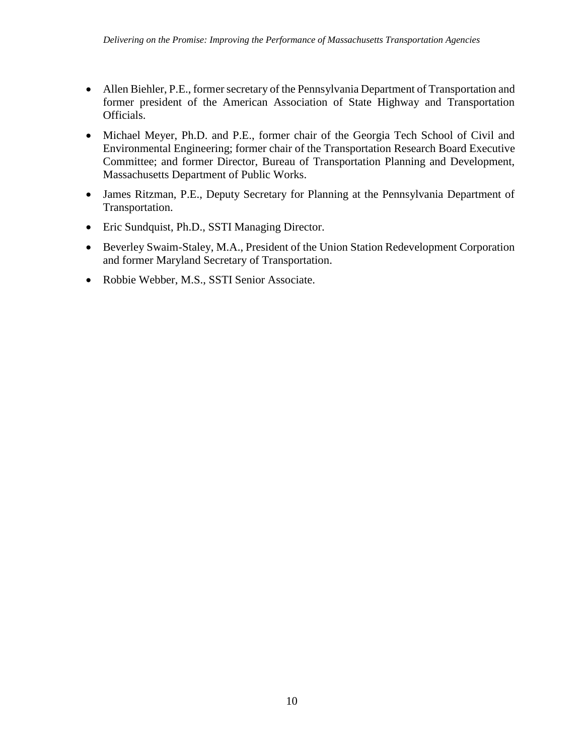- Allen Biehler, P.E., former secretary of the Pennsylvania Department of Transportation and former president of the American Association of State Highway and Transportation Officials.
- Michael Meyer, Ph.D. and P.E., former chair of the Georgia Tech School of Civil and Environmental Engineering; former chair of the Transportation Research Board Executive Committee; and former Director, Bureau of Transportation Planning and Development, Massachusetts Department of Public Works.
- James Ritzman, P.E., Deputy Secretary for Planning at the Pennsylvania Department of Transportation.
- Eric Sundquist, Ph.D., SSTI Managing Director.
- Beverley Swaim-Staley, M.A., President of the Union Station Redevelopment Corporation and former Maryland Secretary of Transportation.
- Robbie Webber, M.S., SSTI Senior Associate.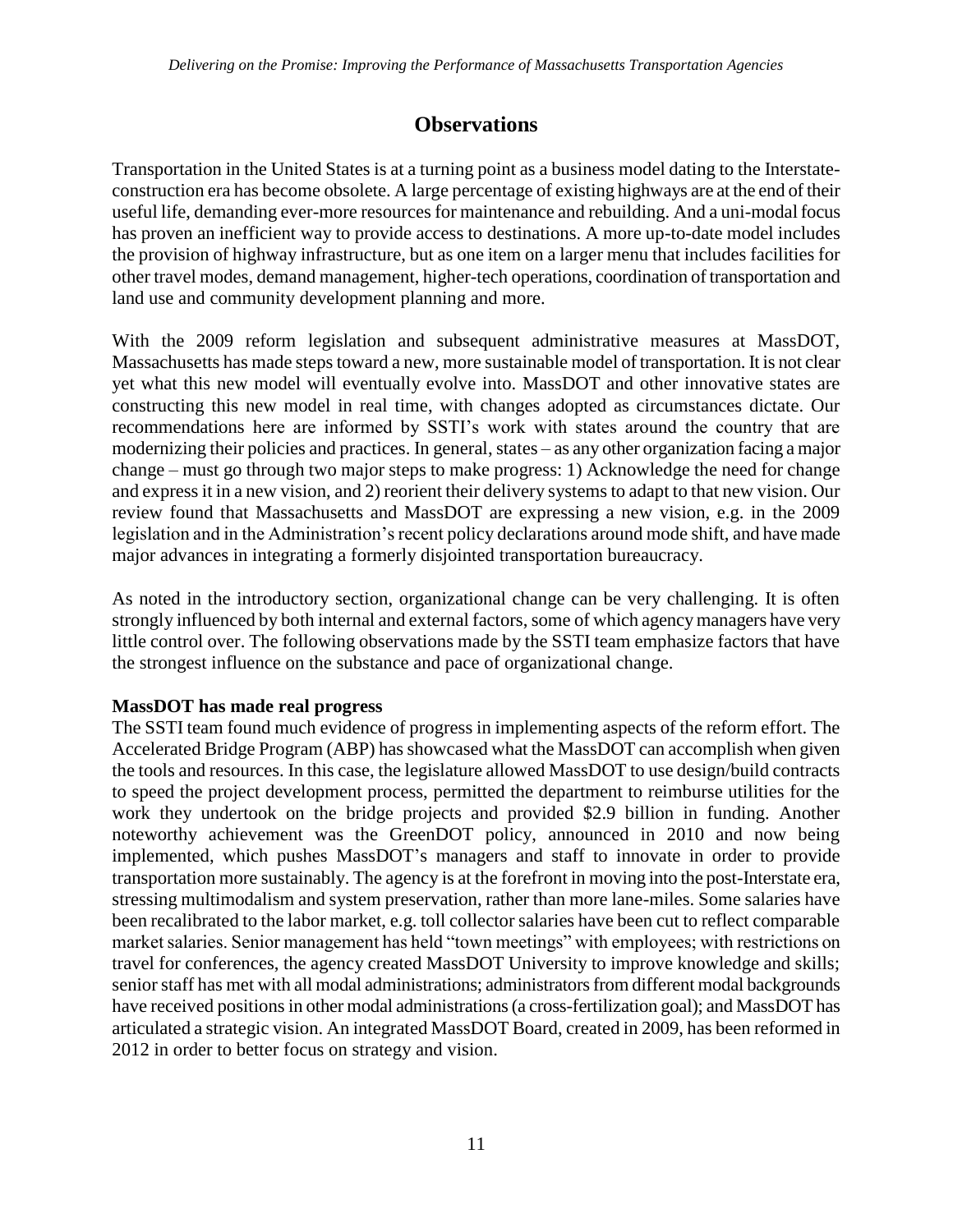# Observations

Transportation in the United States is at a turning point as a business model dating to the Interstate-construction era has become obsolete. A large percentage of existing highways are at the end of their useful life, demanding ever-more resources for maintenance and rebuilding. And a uni-modal focus has proven an inefficient way to provide access to destinations. A more up-to-date model includes the provision of highway infrastructure, but as one item on a larger menu that includes facilities for other travel modes, demand management, higher-tech operations, coordination of transportation and land use and community development planning and more.

With the 2009 reform legislation and subsequent administrative measures at MassDOT, Massachusetts has made steps toward a new, more sustainable model of transportation. It is not clear yet what this new model will eventually evolve into. MassDOT and other innovative states are constructing this new model in real time, with changes adopted as circumstances dictate. Our recommendations here are informed by SSTI's work with states around the country that are modernizing their policies and practices. In general, states – as any other organization facing a major change – must go through two major steps to make progress: 1) Acknowledge the need for change and express it in a new vision, and 2) reorient their delivery systems to adapt to that new vision. Our review found that Massachusetts and MassDOT are expressing a new vision, e.g. in the 2009 legislation and in the Administration's recent policy declarations around mode shift, and have made major advances in integrating a formerly disjointed transportation bureaucracy.

As noted in the introductory section, organizational change can be very challenging. It is often strongly influenced by both internal and external factors, some of which agency managers have very little control over. The following observations made by the SSTI team emphasize factors that have the strongest influence on the substance and pace of organizational change.

**MassDOT has made real progress**

The SSTI team found much evidence of progress in implementing aspects of the reform effort. The Accelerated Bridge Program (ABP) has showcased what the MassDOT can accomplish when given the tools and resources. In this case, the legislature allowed MassDOT to use design/build contracts to speed the project development process, permitted the department to reimburse utilities for the work they undertook on the bridge projects and provided $2.9 billion in funding. Another noteworthy achievement was the GreenDOT policy, announced in 2010 and now being implemented, which pushes MassDOT's managers and staff to innovate in order to provide transportation more sustainably. The agency is at the forefront in moving into the post-Interstate era, stressing multimodalism and system preservation, rather than more lane-miles. Some salaries have been recalibrated to the labor market, e.g. toll collector salaries have been cut to reflect comparable market salaries. Senior management has held "town meetings" with employees; with restrictions on travel for conferences, the agency created MassDOT University to improve knowledge and skills; senior staff has met with all modal administrations; administrators from different modal backgrounds have received positions in other modal administrations (a cross-fertilization goal); and MassDOT has articulated a strategic vision. An integrated MassDOT Board, created in 2009, has been reformed in 2012 in order to better focus on strategy and vision.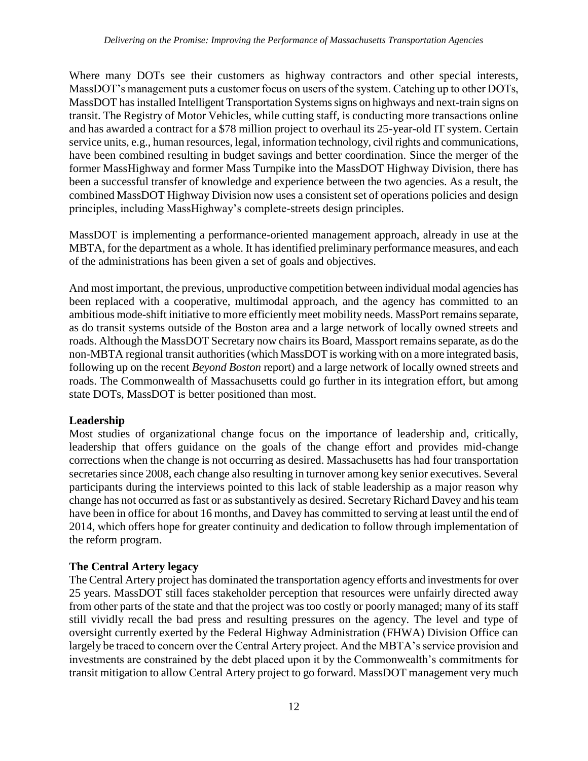Where many DOTs see their customers as highway contractors and other special interests, MassDOT's management puts a customer focus on users of the system. Catching up to other DOTs, MassDOT has installed Intelligent Transportation Systems signs on highways and next-train signs on transit. The Registry of Motor Vehicles, while cutting staff, is conducting more transactions online and has awarded a contract for a $78 million project to overhaul its 25-year-old IT system. Certain service units, e.g., human resources, legal, information technology, civil rights and communications, have been combined resulting in budget savings and better coordination. Since the merger of the former MassHighway and former Mass Turnpike into the MassDOT Highway Division, there has been a successful transfer of knowledge and experience between the two agencies. As a result, the combined MassDOT Highway Division now uses a consistent set of operations policies and design principles, including MassHighway's complete-streets design principles.

MassDOT is implementing a performance-oriented management approach, already in use at the MBTA, for the department as a whole. It has identified preliminary performance measures, and each of the administrations has been given a set of goals and objectives.

And most important, the previous, unproductive competition between individual modal agencies has been replaced with a cooperative, multimodal approach, and the agency has committed to an ambitious mode-shift initiative to more efficiently meet mobility needs. MassPort remains separate, as do transit systems outside of the Boston area and a large network of locally owned streets and roads. Although the MassDOT Secretary now chairs its Board, Massport remains separate, as do the non-MBTA regional transit authorities (which MassDOT is working with on a more integrated basis, following up on the recent *Beyond Boston* report) and a large network of locally owned streets and roads. The Commonwealth of Massachusetts could go further in its integration effort, but among state DOTs, MassDOT is better positioned than most.

**Leadership**

Most studies of organizational change focus on the importance of leadership and, critically, leadership that offers guidance on the goals of the change effort and provides mid-change corrections when the change is not occurring as desired. Massachusetts has had four transportation secretaries since 2008, each change also resulting in turnover among key senior executives. Several participants during the interviews pointed to this lack of stable leadership as a major reason why change has not occurred as fast or as substantively as desired. Secretary Richard Davey and his team have been in office for about 16 months, and Davey has committed to serving at least until the end of 2014, which offers hope for greater continuity and dedication to follow through implementation of the reform program.

**The Central Artery legacy**

The Central Artery project has dominated the transportation agency efforts and investments for over 25 years. MassDOT still faces stakeholder perception that resources were unfairly directed away from other parts of the state and that the project was too costly or poorly managed; many of its staff still vividly recall the bad press and resulting pressures on the agency. The level and type of oversight currently exerted by the Federal Highway Administration (FHWA) Division Office can largely be traced to concern over the Central Artery project. And the MBTA's service provision and investments are constrained by the debt placed upon it by the Commonwealth's commitments for transit mitigation to allow Central Artery project to go forward. MassDOT management very much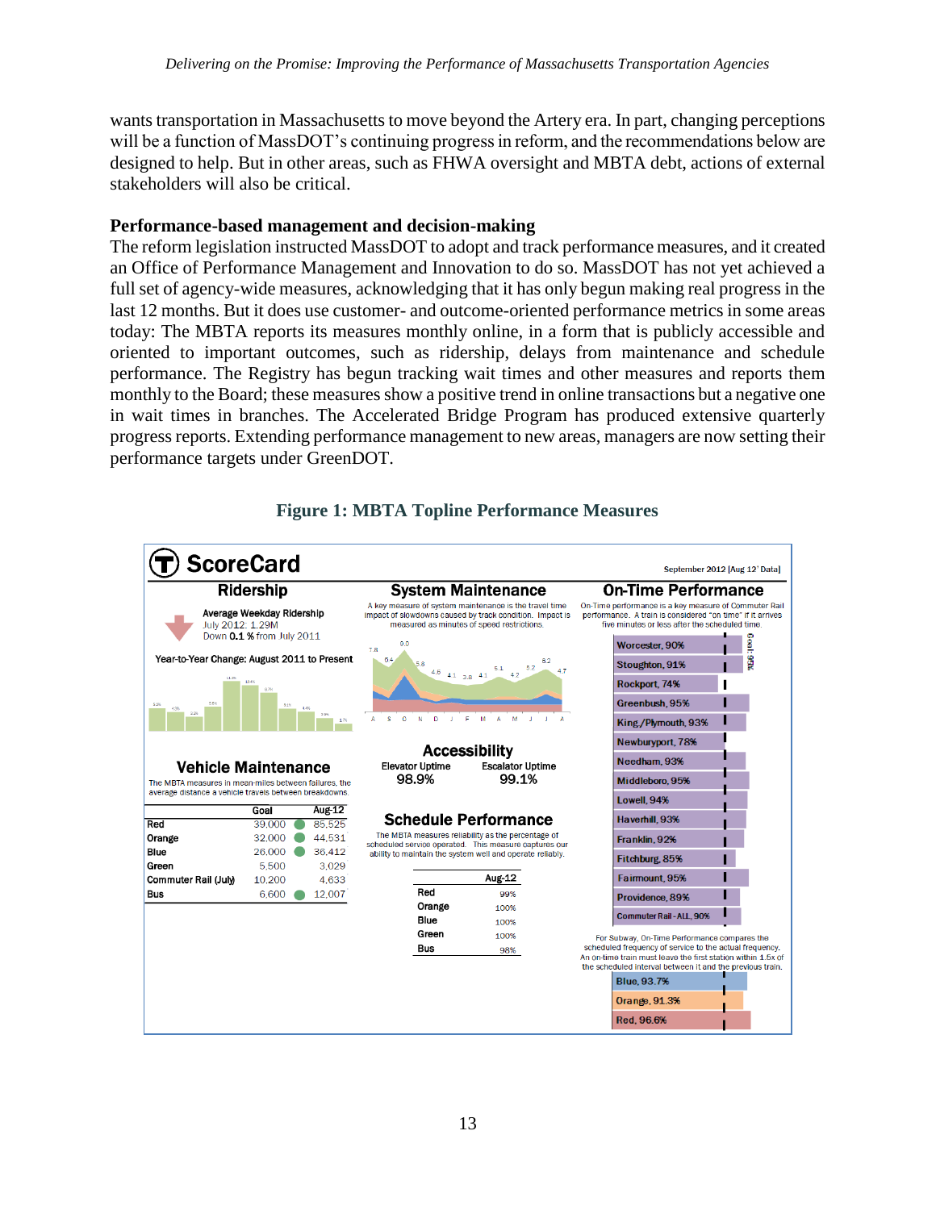wants transportation in Massachusetts to move beyond the Artery era. In part, changing perceptions will be a function of MassDOT's continuing progress in reform, and the recommendations below are designed to help. But in other areas, such as FHWA oversight and MBTA debt, actions of external stakeholders will also be critical.

### Performance-based management and decision-making

The reform legislation instructed MassDOT to adopt and track performance measures, and it created an Office of Performance Management and Innovation to do so. MassDOT has not yet achieved a full set of agency-wide measures, acknowledging that it has only begun making real progress in the last 12 months. But it does use customer- and outcome-oriented performance metrics in some areas today: The MBTA reports its measures monthly online, in a form that is publicly accessible and oriented to important outcomes, such as ridership, delays from maintenance and schedule performance. The Registry has begun tracking wait times and other measures and reports them monthly to the Board; these measures show a positive trend in online transactions but a negative one in wait times in branches. The Accelerated Bridge Program has produced extensive quarterly progress reports. Extending performance management to new areas, managers are now setting their performance targets under GreenDOT.

**Figure 1: MBTA Topline Performance Measures**

**ScoreCard** — September 2012 [Aug 12' Data]

**Ridership**

Average Weekday Ridership
July 2012: 1.29M
Down 0.1 % from July 2011

Year-to-Year Change: August 2011 to Present

**Vehicle Maintenance**

The MBTA measures in mean-miles between failures, the average distance a vehicle travels between breakdowns.

| | Goal | Aug-12 |
|---|---|---|
| Red | 39,000 | 85,525 |
| Orange | 32,000 | 44,531 |
| Blue | 26,000 | 36,412 |
| Green | 5,500 | 3,029 |
| Commuter Rail (July) | 10,200 | 4,633 |
| Bus | 6,600 | 12,007 |

**System Maintenance**

A key measure of system maintenance is the travel time impact of slowdowns caused by track condition. Impact is measured as minutes of speed restrictions.

**Accessibility**

| Elevator Uptime | Escalator Uptime |
|---|---|
| 98.9% | 99.1% |

**Schedule Performance**

The MBTA measures reliability as the percentage of scheduled service operated. This measure captures our ability to maintain the system well and operate reliably.

| | Aug-12 |
|---|---|
| Red | 99% |
| Orange | 100% |
| Blue | 100% |
| Green | 100% |
| Bus | 98% |

**On-Time Performance**

On-Time performance is a key measure of Commuter Rail performance. A train is considered "on time" if it arrives five minutes or less after the scheduled time.

Goal: 95%

- Worcester, 90%
- Stoughton, 91%
- Rockport, 74%
- Greenbush, 95%
- King./Plymouth, 93%
- Newburyport, 78%
- Needham, 93%
- Middleboro, 95%
- Lowell, 94%
- Haverhill, 93%
- Franklin, 92%
- Fitchburg, 85%
- Fairmount, 95%
- Providence, 89%
- Commuter Rail - ALL, 90%

For Subway, On-Time Performance compares the scheduled frequency of service to the actual frequency. An on-time train must leave the first station within 1.5x of the scheduled interval between it and the previous train.

- Blue, 93.7%
- Orange, 91.3%
- Red, 96.6%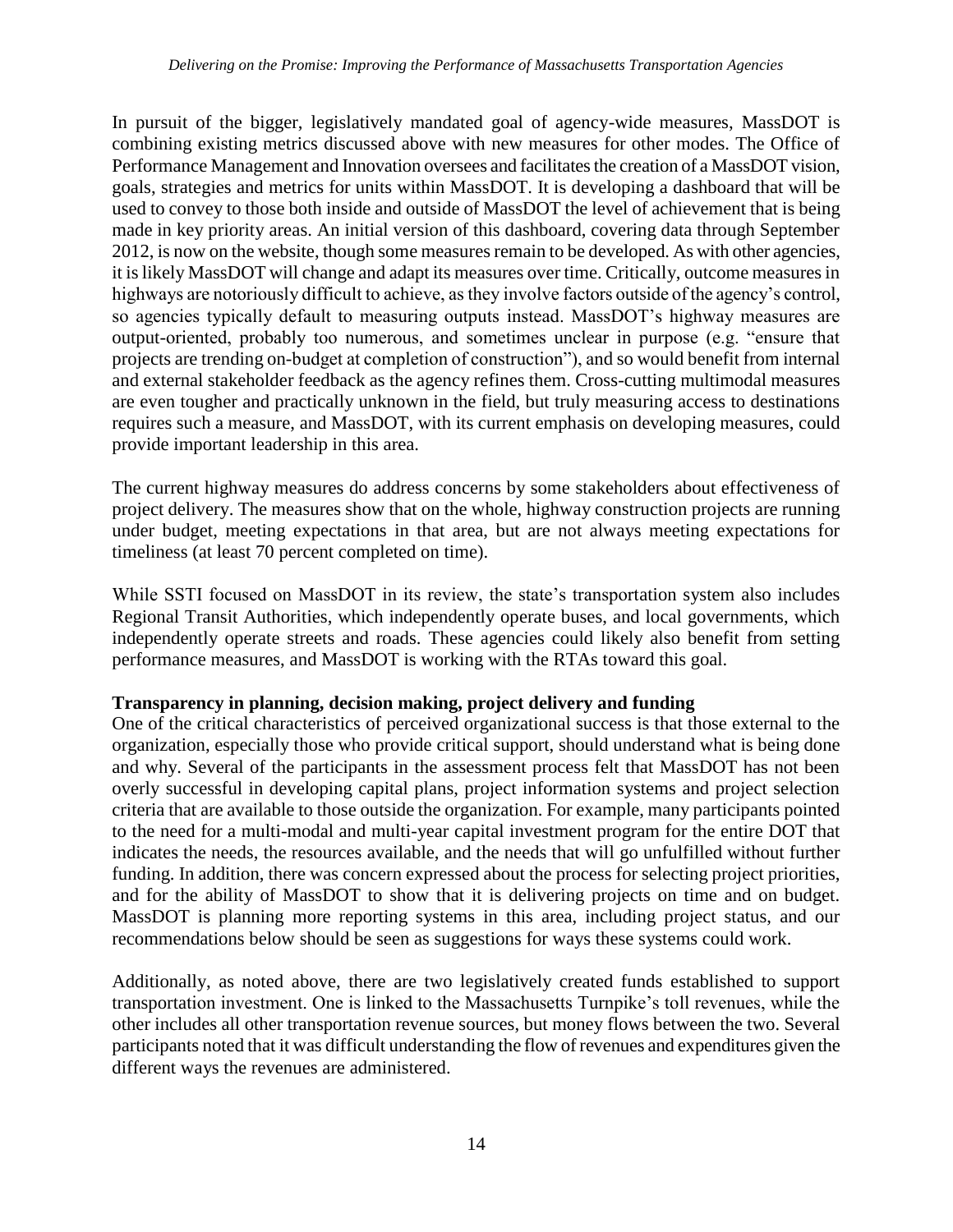In pursuit of the bigger, legislatively mandated goal of agency-wide measures, MassDOT is combining existing metrics discussed above with new measures for other modes. The Office of Performance Management and Innovation oversees and facilitates the creation of a MassDOT vision, goals, strategies and metrics for units within MassDOT. It is developing a dashboard that will be used to convey to those both inside and outside of MassDOT the level of achievement that is being made in key priority areas. An initial version of this dashboard, covering data through September 2012, is now on the website, though some measures remain to be developed. As with other agencies, it is likely MassDOT will change and adapt its measures over time. Critically, outcome measures in highways are notoriously difficult to achieve, as they involve factors outside of the agency's control, so agencies typically default to measuring outputs instead. MassDOT's highway measures are output-oriented, probably too numerous, and sometimes unclear in purpose (e.g. "ensure that projects are trending on-budget at completion of construction"), and so would benefit from internal and external stakeholder feedback as the agency refines them. Cross-cutting multimodal measures are even tougher and practically unknown in the field, but truly measuring access to destinations requires such a measure, and MassDOT, with its current emphasis on developing measures, could provide important leadership in this area.

The current highway measures do address concerns by some stakeholders about effectiveness of project delivery. The measures show that on the whole, highway construction projects are running under budget, meeting expectations in that area, but are not always meeting expectations for timeliness (at least 70 percent completed on time).

While SSTI focused on MassDOT in its review, the state's transportation system also includes Regional Transit Authorities, which independently operate buses, and local governments, which independently operate streets and roads. These agencies could likely also benefit from setting performance measures, and MassDOT is working with the RTAs toward this goal.

**Transparency in planning, decision making, project delivery and funding**

One of the critical characteristics of perceived organizational success is that those external to the organization, especially those who provide critical support, should understand what is being done and why. Several of the participants in the assessment process felt that MassDOT has not been overly successful in developing capital plans, project information systems and project selection criteria that are available to those outside the organization. For example, many participants pointed to the need for a multi-modal and multi-year capital investment program for the entire DOT that indicates the needs, the resources available, and the needs that will go unfulfilled without further funding. In addition, there was concern expressed about the process for selecting project priorities, and for the ability of MassDOT to show that it is delivering projects on time and on budget. MassDOT is planning more reporting systems in this area, including project status, and our recommendations below should be seen as suggestions for ways these systems could work.

Additionally, as noted above, there are two legislatively created funds established to support transportation investment. One is linked to the Massachusetts Turnpike's toll revenues, while the other includes all other transportation revenue sources, but money flows between the two. Several participants noted that it was difficult understanding the flow of revenues and expenditures given the different ways the revenues are administered.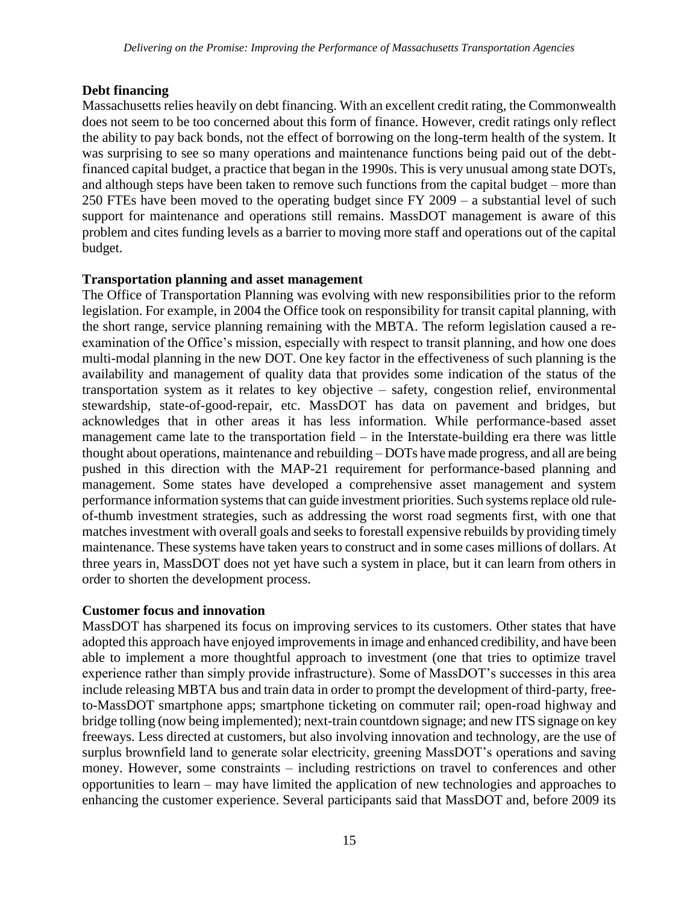**Debt financing**

Massachusetts relies heavily on debt financing. With an excellent credit rating, the Commonwealth does not seem to be too concerned about this form of finance. However, credit ratings only reflect the ability to pay back bonds, not the effect of borrowing on the long-term health of the system. It was surprising to see so many operations and maintenance functions being paid out of the debt-financed capital budget, a practice that began in the 1990s. This is very unusual among state DOTs, and although steps have been taken to remove such functions from the capital budget – more than 250 FTEs have been moved to the operating budget since FY 2009 – a substantial level of such support for maintenance and operations still remains. MassDOT management is aware of this problem and cites funding levels as a barrier to moving more staff and operations out of the capital budget.

**Transportation planning and asset management**

The Office of Transportation Planning was evolving with new responsibilities prior to the reform legislation. For example, in 2004 the Office took on responsibility for transit capital planning, with the short range, service planning remaining with the MBTA. The reform legislation caused a re-examination of the Office's mission, especially with respect to transit planning, and how one does multi-modal planning in the new DOT. One key factor in the effectiveness of such planning is the availability and management of quality data that provides some indication of the status of the transportation system as it relates to key objective – safety, congestion relief, environmental stewardship, state-of-good-repair, etc. MassDOT has data on pavement and bridges, but acknowledges that in other areas it has less information. While performance-based asset management came late to the transportation field – in the Interstate-building era there was little thought about operations, maintenance and rebuilding – DOTs have made progress, and all are being pushed in this direction with the MAP-21 requirement for performance-based planning and management. Some states have developed a comprehensive asset management and system performance information systems that can guide investment priorities. Such systems replace old rule-of-thumb investment strategies, such as addressing the worst road segments first, with one that matches investment with overall goals and seeks to forestall expensive rebuilds by providing timely maintenance. These systems have taken years to construct and in some cases millions of dollars. At three years in, MassDOT does not yet have such a system in place, but it can learn from others in order to shorten the development process.

**Customer focus and innovation**

MassDOT has sharpened its focus on improving services to its customers. Other states that have adopted this approach have enjoyed improvements in image and enhanced credibility, and have been able to implement a more thoughtful approach to investment (one that tries to optimize travel experience rather than simply provide infrastructure). Some of MassDOT's successes in this area include releasing MBTA bus and train data in order to prompt the development of third-party, free-to-MassDOT smartphone apps; smartphone ticketing on commuter rail; open-road highway and bridge tolling (now being implemented); next-train countdown signage; and new ITS signage on key freeways. Less directed at customers, but also involving innovation and technology, are the use of surplus brownfield land to generate solar electricity, greening MassDOT's operations and saving money. However, some constraints – including restrictions on travel to conferences and other opportunities to learn – may have limited the application of new technologies and approaches to enhancing the customer experience. Several participants said that MassDOT and, before 2009 its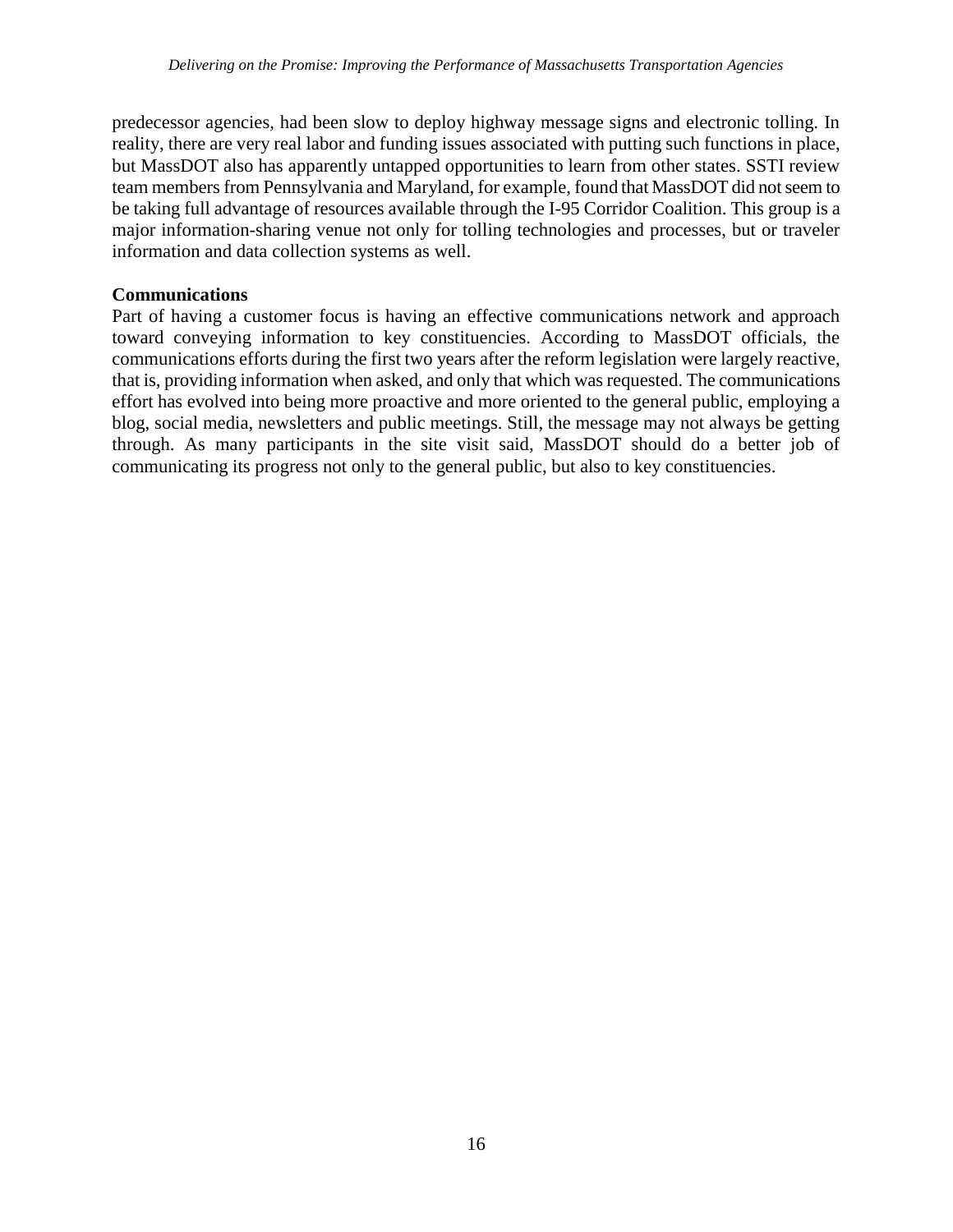predecessor agencies, had been slow to deploy highway message signs and electronic tolling. In reality, there are very real labor and funding issues associated with putting such functions in place, but MassDOT also has apparently untapped opportunities to learn from other states. SSTI review team members from Pennsylvania and Maryland, for example, found that MassDOT did not seem to be taking full advantage of resources available through the I-95 Corridor Coalition. This group is a major information-sharing venue not only for tolling technologies and processes, but or traveler information and data collection systems as well.

**Communications**

Part of having a customer focus is having an effective communications network and approach toward conveying information to key constituencies. According to MassDOT officials, the communications efforts during the first two years after the reform legislation were largely reactive, that is, providing information when asked, and only that which was requested. The communications effort has evolved into being more proactive and more oriented to the general public, employing a blog, social media, newsletters and public meetings. Still, the message may not always be getting through. As many participants in the site visit said, MassDOT should do a better job of communicating its progress not only to the general public, but also to key constituencies.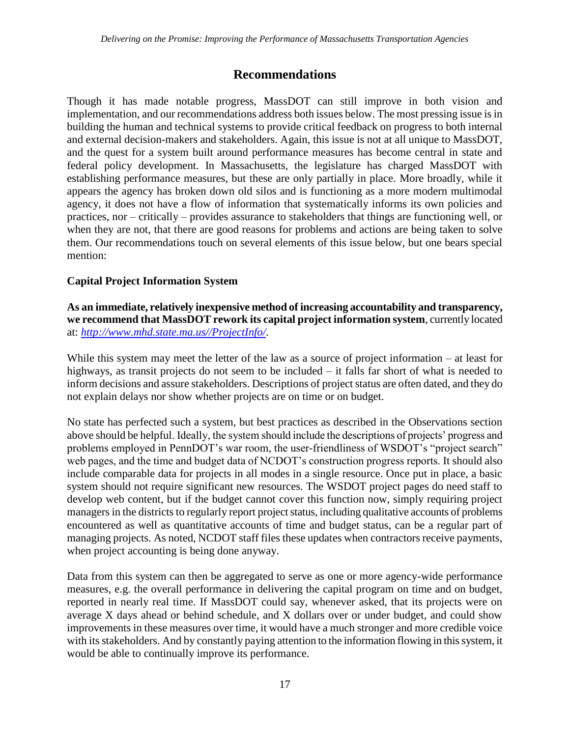## Recommendations

Though it has made notable progress, MassDOT can still improve in both vision and implementation, and our recommendations address both issues below. The most pressing issue is in building the human and technical systems to provide critical feedback on progress to both internal and external decision-makers and stakeholders. Again, this issue is not at all unique to MassDOT, and the quest for a system built around performance measures has become central in state and federal policy development. In Massachusetts, the legislature has charged MassDOT with establishing performance measures, but these are only partially in place. More broadly, while it appears the agency has broken down old silos and is functioning as a more modern multimodal agency, it does not have a flow of information that systematically informs its own policies and practices, nor – critically – provides assurance to stakeholders that things are functioning well, or when they are not, that there are good reasons for problems and actions are being taken to solve them. Our recommendations touch on several elements of this issue below, but one bears special mention:

### Capital Project Information System

**As an immediate, relatively inexpensive method of increasing accountability and transparency, we recommend that MassDOT rework its capital project information system**, currently located at: *http://www.mhd.state.ma.us//ProjectInfo/*.

While this system may meet the letter of the law as a source of project information – at least for highways, as transit projects do not seem to be included – it falls far short of what is needed to inform decisions and assure stakeholders. Descriptions of project status are often dated, and they do not explain delays nor show whether projects are on time or on budget.

No state has perfected such a system, but best practices as described in the Observations section above should be helpful. Ideally, the system should include the descriptions of projects' progress and problems employed in PennDOT's war room, the user-friendliness of WSDOT's "project search" web pages, and the time and budget data of NCDOT's construction progress reports. It should also include comparable data for projects in all modes in a single resource. Once put in place, a basic system should not require significant new resources. The WSDOT project pages do need staff to develop web content, but if the budget cannot cover this function now, simply requiring project managers in the districts to regularly report project status, including qualitative accounts of problems encountered as well as quantitative accounts of time and budget status, can be a regular part of managing projects. As noted, NCDOT staff files these updates when contractors receive payments, when project accounting is being done anyway.

Data from this system can then be aggregated to serve as one or more agency-wide performance measures, e.g. the overall performance in delivering the capital program on time and on budget, reported in nearly real time. If MassDOT could say, whenever asked, that its projects were on average X days ahead or behind schedule, and X dollars over or under budget, and could show improvements in these measures over time, it would have a much stronger and more credible voice with its stakeholders. And by constantly paying attention to the information flowing in this system, it would be able to continually improve its performance.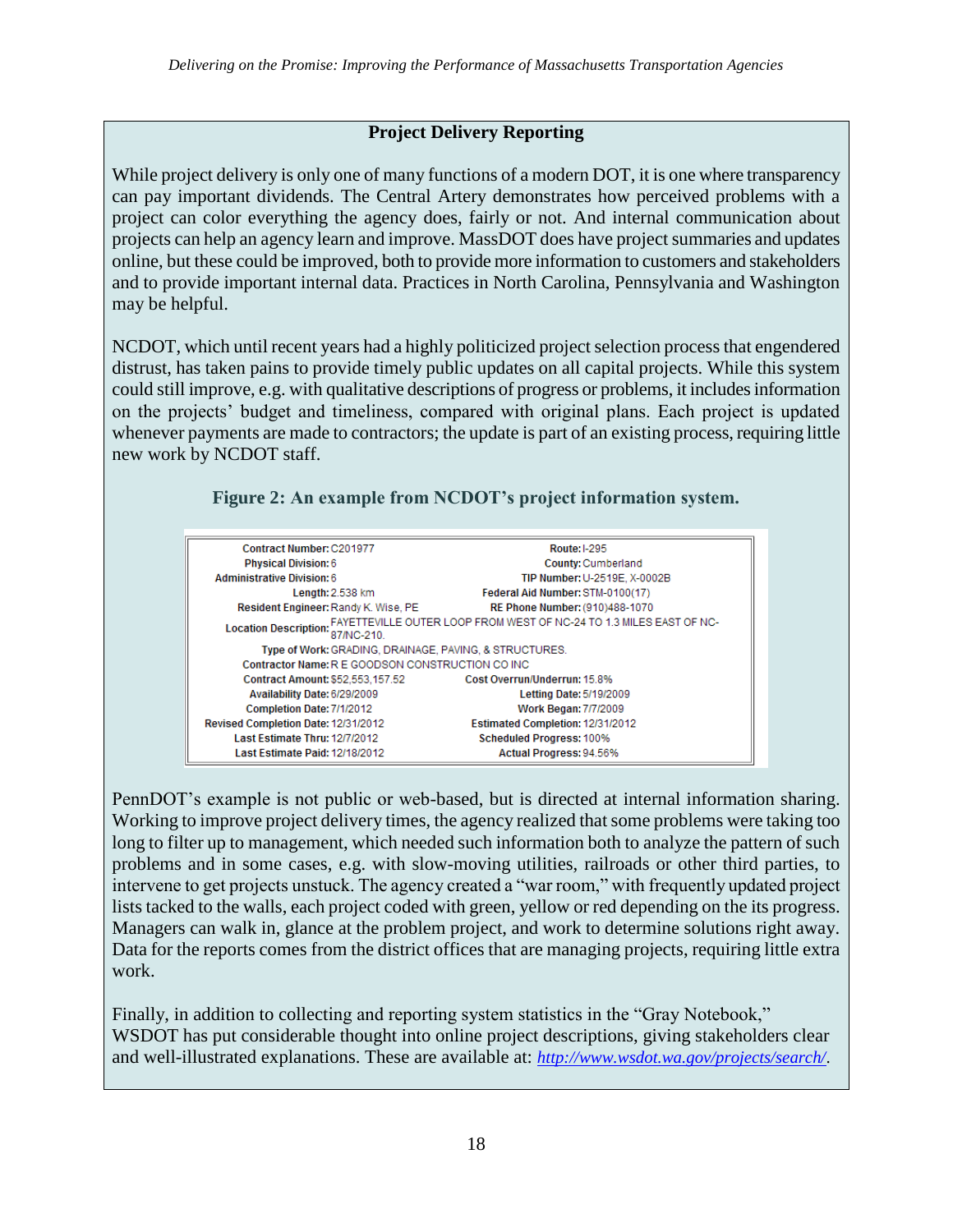### Project Delivery Reporting

While project delivery is only one of many functions of a modern DOT, it is one where transparency can pay important dividends. The Central Artery demonstrates how perceived problems with a project can color everything the agency does, fairly or not. And internal communication about projects can help an agency learn and improve. MassDOT does have project summaries and updates online, but these could be improved, both to provide more information to customers and stakeholders and to provide important internal data. Practices in North Carolina, Pennsylvania and Washington may be helpful.

NCDOT, which until recent years had a highly politicized project selection process that engendered distrust, has taken pains to provide timely public updates on all capital projects. While this system could still improve, e.g. with qualitative descriptions of progress or problems, it includes information on the projects' budget and timeliness, compared with original plans. Each project is updated whenever payments are made to contractors; the update is part of an existing process, requiring little new work by NCDOT staff.

**Figure 2: An example from NCDOT's project information system.**

| | | | |
|---|---|---|---|
| **Contract Number:** | C201977 | **Route:** | I-295 |
| **Physical Division:** | 6 | **County:** | Cumberland |
| **Administrative Division:** | 6 | **TIP Number:** | U-2519E, X-0002B |
| **Length:** | 2.538 km | **Federal Aid Number:** | STM-0100(17) |
| **Resident Engineer:** | Randy K. Wise, PE | **RE Phone Number:** | (910)488-1070 |
| **Location Description:** | FAYETTEVILLE OUTER LOOP FROM WEST OF NC-24 TO 1.3 MILES EAST OF NC-87/NC-210. | | |
| **Type of Work:** | GRADING, DRAINAGE, PAVING, & STRUCTURES. | | |
| **Contractor Name:** | R E GOODSON CONSTRUCTION CO INC | | |
| **Contract Amount:** | $52,553,157.52 | **Cost Overrun/Underrun:** | 15.8% |
| **Availability Date:** | 6/29/2009 | **Letting Date:** | 5/19/2009 |
| **Completion Date:** | 7/1/2012 | **Work Began:** | 7/7/2009 |
| **Revised Completion Date:** | 12/31/2012 | **Estimated Completion:** | 12/31/2012 |
| **Last Estimate Thru:** | 12/7/2012 | **Scheduled Progress:** | 100% |
| **Last Estimate Paid:** | 12/18/2012 | **Actual Progress:** | 94.56% |

PennDOT's example is not public or web-based, but is directed at internal information sharing. Working to improve project delivery times, the agency realized that some problems were taking too long to filter up to management, which needed such information both to analyze the pattern of such problems and in some cases, e.g. with slow-moving utilities, railroads or other third parties, to intervene to get projects unstuck. The agency created a "war room," with frequently updated project lists tacked to the walls, each project coded with green, yellow or red depending on the its progress. Managers can walk in, glance at the problem project, and work to determine solutions right away. Data for the reports comes from the district offices that are managing projects, requiring little extra work.

Finally, in addition to collecting and reporting system statistics in the "Gray Notebook," WSDOT has put considerable thought into online project descriptions, giving stakeholders clear and well-illustrated explanations. These are available at: *http://www.wsdot.wa.gov/projects/search/*.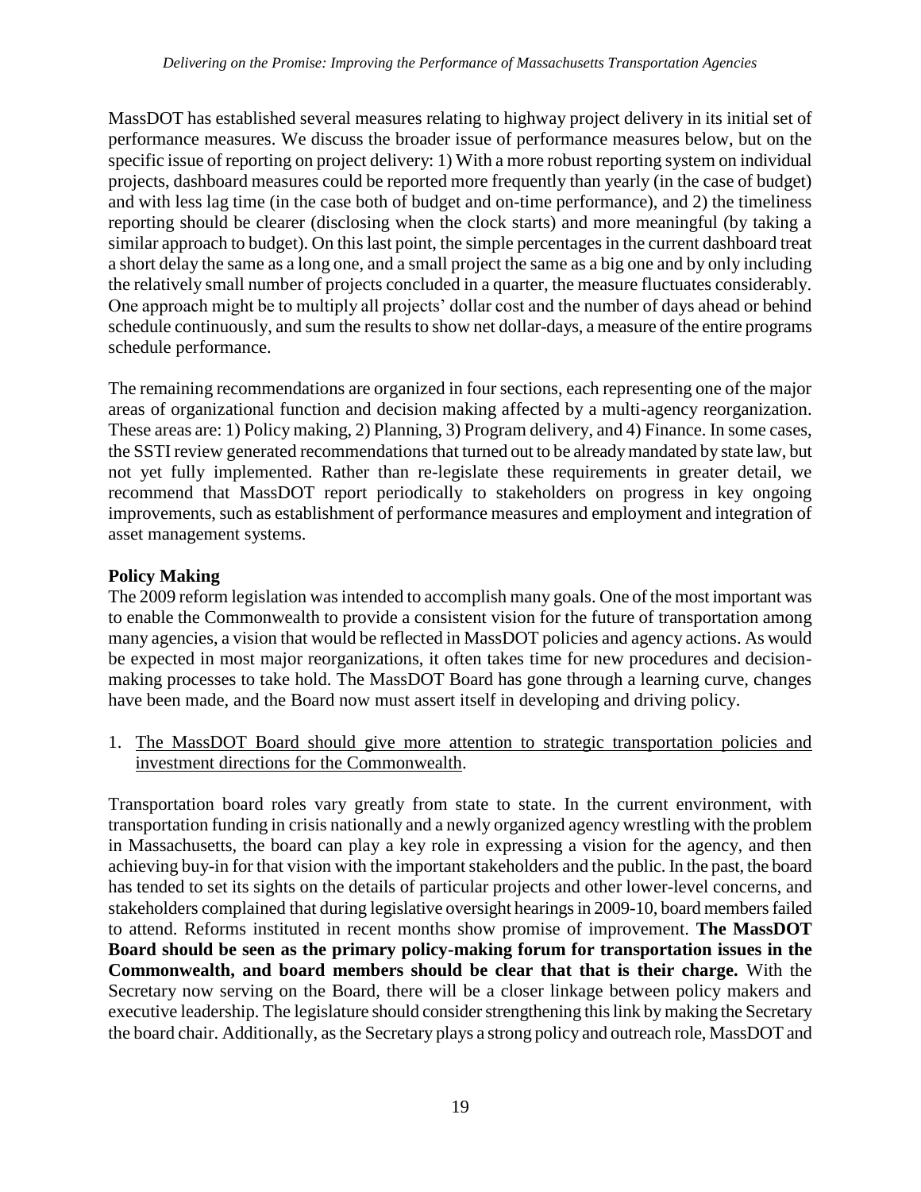MassDOT has established several measures relating to highway project delivery in its initial set of performance measures. We discuss the broader issue of performance measures below, but on the specific issue of reporting on project delivery: 1) With a more robust reporting system on individual projects, dashboard measures could be reported more frequently than yearly (in the case of budget) and with less lag time (in the case both of budget and on-time performance), and 2) the timeliness reporting should be clearer (disclosing when the clock starts) and more meaningful (by taking a similar approach to budget). On this last point, the simple percentages in the current dashboard treat a short delay the same as a long one, and a small project the same as a big one and by only including the relatively small number of projects concluded in a quarter, the measure fluctuates considerably. One approach might be to multiply all projects' dollar cost and the number of days ahead or behind schedule continuously, and sum the results to show net dollar-days, a measure of the entire programs schedule performance.

The remaining recommendations are organized in four sections, each representing one of the major areas of organizational function and decision making affected by a multi-agency reorganization. These areas are: 1) Policy making, 2) Planning, 3) Program delivery, and 4) Finance. In some cases, the SSTI review generated recommendations that turned out to be already mandated by state law, but not yet fully implemented. Rather than re-legislate these requirements in greater detail, we recommend that MassDOT report periodically to stakeholders on progress in key ongoing improvements, such as establishment of performance measures and employment and integration of asset management systems.

**Policy Making**

The 2009 reform legislation was intended to accomplish many goals. One of the most important was to enable the Commonwealth to provide a consistent vision for the future of transportation among many agencies, a vision that would be reflected in MassDOT policies and agency actions. As would be expected in most major reorganizations, it often takes time for new procedures and decision-making processes to take hold. The MassDOT Board has gone through a learning curve, changes have been made, and the Board now must assert itself in developing and driving policy.

1. The MassDOT Board should give more attention to strategic transportation policies and investment directions for the Commonwealth.

Transportation board roles vary greatly from state to state. In the current environment, with transportation funding in crisis nationally and a newly organized agency wrestling with the problem in Massachusetts, the board can play a key role in expressing a vision for the agency, and then achieving buy-in for that vision with the important stakeholders and the public. In the past, the board has tended to set its sights on the details of particular projects and other lower-level concerns, and stakeholders complained that during legislative oversight hearings in 2009-10, board members failed to attend. Reforms instituted in recent months show promise of improvement. **The MassDOT Board should be seen as the primary policy-making forum for transportation issues in the Commonwealth, and board members should be clear that that is their charge.** With the Secretary now serving on the Board, there will be a closer linkage between policy makers and executive leadership. The legislature should consider strengthening this link by making the Secretary the board chair. Additionally, as the Secretary plays a strong policy and outreach role, MassDOT and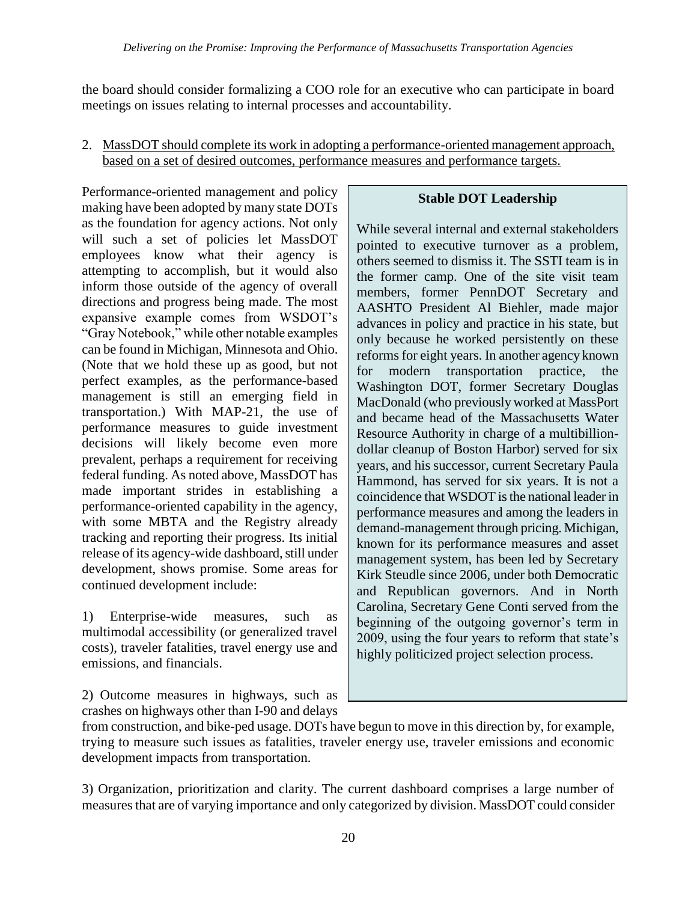the board should consider formalizing a COO role for an executive who can participate in board meetings on issues relating to internal processes and accountability.

2. MassDOT should complete its work in adopting a performance-oriented management approach, based on a set of desired outcomes, performance measures and performance targets.

Performance-oriented management and policy making have been adopted by many state DOTs as the foundation for agency actions. Not only will such a set of policies let MassDOT employees know what their agency is attempting to accomplish, but it would also inform those outside of the agency of overall directions and progress being made. The most expansive example comes from WSDOT's "Gray Notebook," while other notable examples can be found in Michigan, Minnesota and Ohio. (Note that we hold these up as good, but not perfect examples, as the performance-based management is still an emerging field in transportation.) With MAP-21, the use of performance measures to guide investment decisions will likely become even more prevalent, perhaps a requirement for receiving federal funding. As noted above, MassDOT has made important strides in establishing a performance-oriented capability in the agency, with some MBTA and the Registry already tracking and reporting their progress. Its initial release of its agency-wide dashboard, still under development, shows promise. Some areas for continued development include:

1) Enterprise-wide measures, such as multimodal accessibility (or generalized travel costs), traveler fatalities, travel energy use and emissions, and financials.

2) Outcome measures in highways, such as crashes on highways other than I-90 and delays from construction, and bike-ped usage. DOTs have begun to move in this direction by, for example, trying to measure such issues as fatalities, traveler energy use, traveler emissions and economic development impacts from transportation.

3) Organization, prioritization and clarity. The current dashboard comprises a large number of measures that are of varying importance and only categorized by division. MassDOT could consider

> **Stable DOT Leadership**
>
> While several internal and external stakeholders pointed to executive turnover as a problem, others seemed to dismiss it. The SSTI team is in the former camp. One of the site visit team members, former PennDOT Secretary and AASHTO President Al Biehler, made major advances in policy and practice in his state, but only because he worked persistently on these reforms for eight years. In another agency known for modern transportation practice, the Washington DOT, former Secretary Douglas MacDonald (who previously worked at MassPort and became head of the Massachusetts Water Resource Authority in charge of a multibillion-dollar cleanup of Boston Harbor) served for six years, and his successor, current Secretary Paula Hammond, has served for six years. It is not a coincidence that WSDOT is the national leader in performance measures and among the leaders in demand-management through pricing. Michigan, known for its performance measures and asset management system, has been led by Secretary Kirk Steudle since 2006, under both Democratic and Republican governors. And in North Carolina, Secretary Gene Conti served from the beginning of the outgoing governor's term in 2009, using the four years to reform that state's highly politicized project selection process.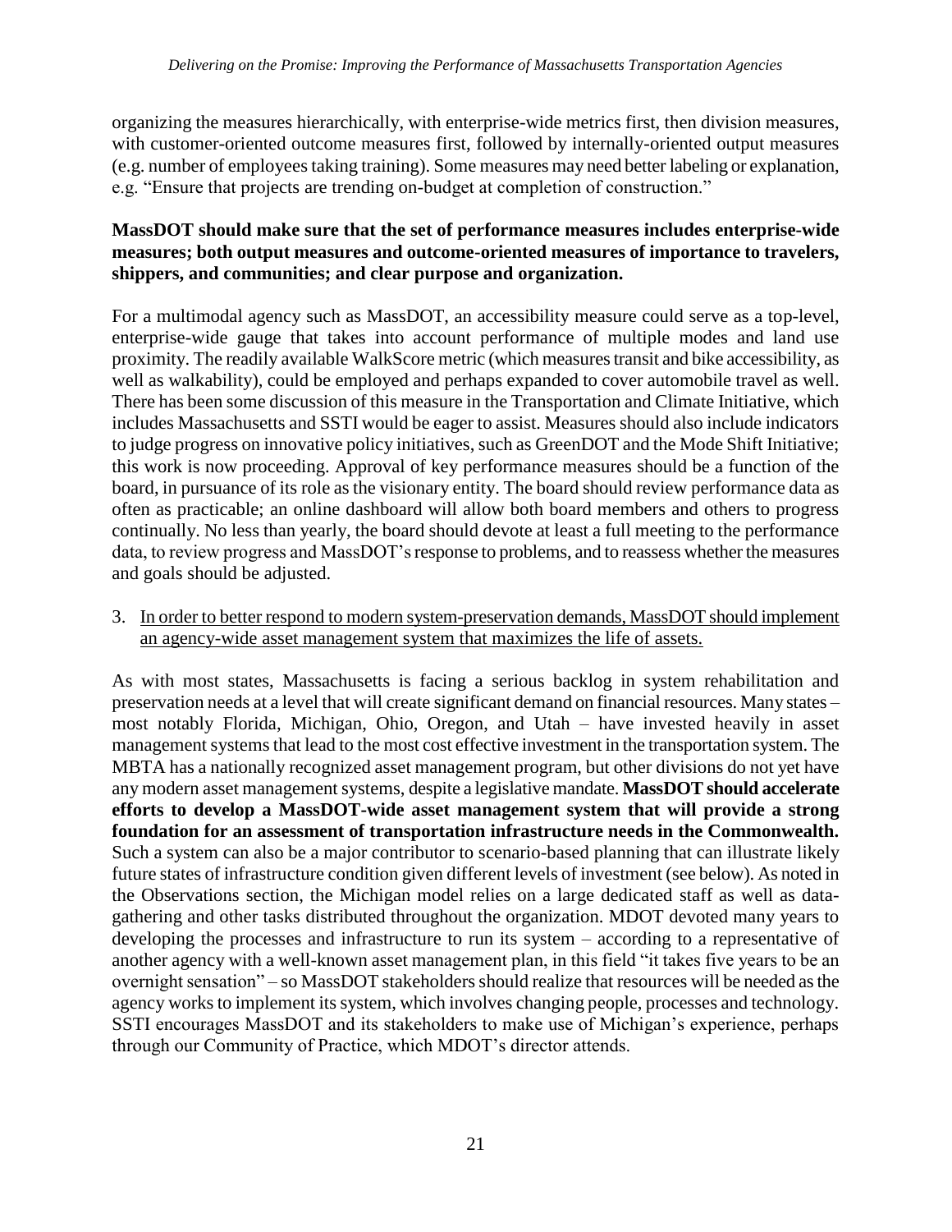organizing the measures hierarchically, with enterprise-wide metrics first, then division measures, with customer-oriented outcome measures first, followed by internally-oriented output measures (e.g. number of employees taking training). Some measures may need better labeling or explanation, e.g. "Ensure that projects are trending on-budget at completion of construction."

**MassDOT should make sure that the set of performance measures includes enterprise-wide measures; both output measures and outcome-oriented measures of importance to travelers, shippers, and communities; and clear purpose and organization.**

For a multimodal agency such as MassDOT, an accessibility measure could serve as a top-level, enterprise-wide gauge that takes into account performance of multiple modes and land use proximity. The readily available WalkScore metric (which measures transit and bike accessibility, as well as walkability), could be employed and perhaps expanded to cover automobile travel as well. There has been some discussion of this measure in the Transportation and Climate Initiative, which includes Massachusetts and SSTI would be eager to assist. Measures should also include indicators to judge progress on innovative policy initiatives, such as GreenDOT and the Mode Shift Initiative; this work is now proceeding. Approval of key performance measures should be a function of the board, in pursuance of its role as the visionary entity. The board should review performance data as often as practicable; an online dashboard will allow both board members and others to progress continually. No less than yearly, the board should devote at least a full meeting to the performance data, to review progress and MassDOT's response to problems, and to reassess whether the measures and goals should be adjusted.

3. <u>In order to better respond to modern system-preservation demands, MassDOT should implement an agency-wide asset management system that maximizes the life of assets.</u>

As with most states, Massachusetts is facing a serious backlog in system rehabilitation and preservation needs at a level that will create significant demand on financial resources. Many states – most notably Florida, Michigan, Ohio, Oregon, and Utah – have invested heavily in asset management systems that lead to the most cost effective investment in the transportation system. The MBTA has a nationally recognized asset management program, but other divisions do not yet have any modern asset management systems, despite a legislative mandate. **MassDOT should accelerate efforts to develop a MassDOT-wide asset management system that will provide a strong foundation for an assessment of transportation infrastructure needs in the Commonwealth.** Such a system can also be a major contributor to scenario-based planning that can illustrate likely future states of infrastructure condition given different levels of investment (see below). As noted in the Observations section, the Michigan model relies on a large dedicated staff as well as data-gathering and other tasks distributed throughout the organization. MDOT devoted many years to developing the processes and infrastructure to run its system – according to a representative of another agency with a well-known asset management plan, in this field "it takes five years to be an overnight sensation" – so MassDOT stakeholders should realize that resources will be needed as the agency works to implement its system, which involves changing people, processes and technology. SSTI encourages MassDOT and its stakeholders to make use of Michigan's experience, perhaps through our Community of Practice, which MDOT's director attends.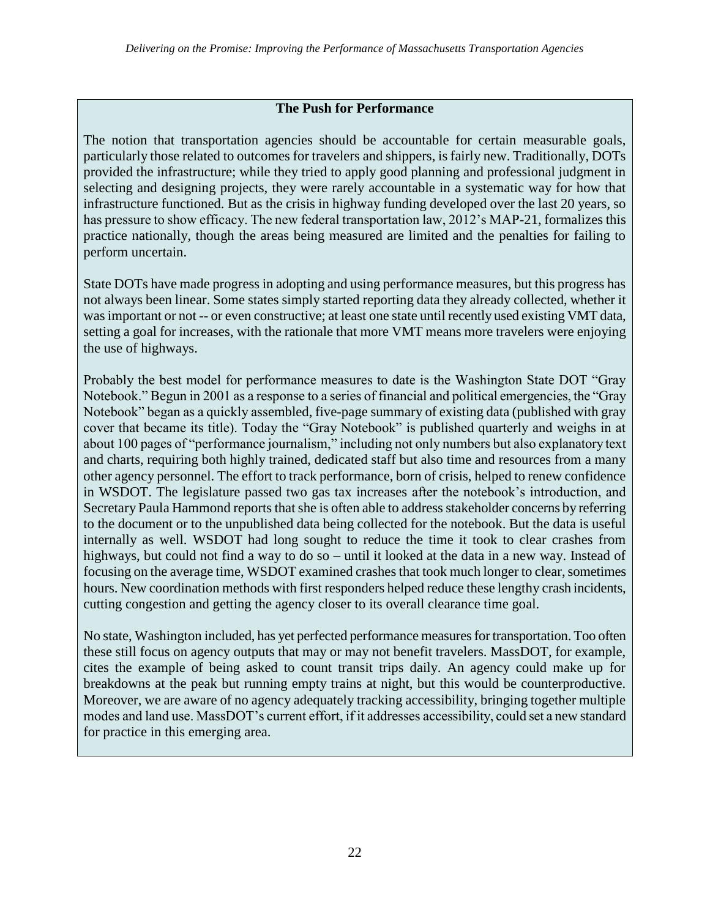### The Push for Performance

The notion that transportation agencies should be accountable for certain measurable goals, particularly those related to outcomes for travelers and shippers, is fairly new. Traditionally, DOTs provided the infrastructure; while they tried to apply good planning and professional judgment in selecting and designing projects, they were rarely accountable in a systematic way for how that infrastructure functioned. But as the crisis in highway funding developed over the last 20 years, so has pressure to show efficacy. The new federal transportation law, 2012's MAP-21, formalizes this practice nationally, though the areas being measured are limited and the penalties for failing to perform uncertain.

State DOTs have made progress in adopting and using performance measures, but this progress has not always been linear. Some states simply started reporting data they already collected, whether it was important or not -- or even constructive; at least one state until recently used existing VMT data, setting a goal for increases, with the rationale that more VMT means more travelers were enjoying the use of highways.

Probably the best model for performance measures to date is the Washington State DOT "Gray Notebook." Begun in 2001 as a response to a series of financial and political emergencies, the "Gray Notebook" began as a quickly assembled, five-page summary of existing data (published with gray cover that became its title). Today the "Gray Notebook" is published quarterly and weighs in at about 100 pages of "performance journalism," including not only numbers but also explanatory text and charts, requiring both highly trained, dedicated staff but also time and resources from a many other agency personnel. The effort to track performance, born of crisis, helped to renew confidence in WSDOT. The legislature passed two gas tax increases after the notebook's introduction, and Secretary Paula Hammond reports that she is often able to address stakeholder concerns by referring to the document or to the unpublished data being collected for the notebook. But the data is useful internally as well. WSDOT had long sought to reduce the time it took to clear crashes from highways, but could not find a way to do so – until it looked at the data in a new way. Instead of focusing on the average time, WSDOT examined crashes that took much longer to clear, sometimes hours. New coordination methods with first responders helped reduce these lengthy crash incidents, cutting congestion and getting the agency closer to its overall clearance time goal.

No state, Washington included, has yet perfected performance measures for transportation. Too often these still focus on agency outputs that may or may not benefit travelers. MassDOT, for example, cites the example of being asked to count transit trips daily. An agency could make up for breakdowns at the peak but running empty trains at night, but this would be counterproductive. Moreover, we are aware of no agency adequately tracking accessibility, bringing together multiple modes and land use. MassDOT's current effort, if it addresses accessibility, could set a new standard for practice in this emerging area.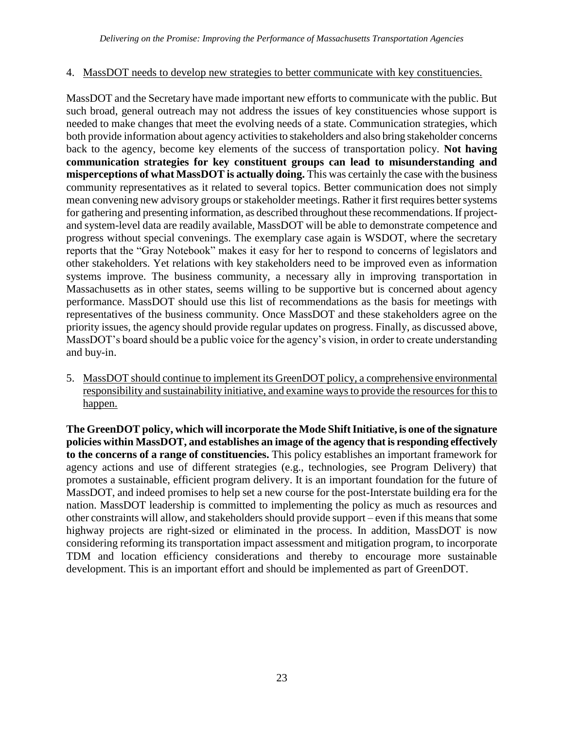4. <u>MassDOT needs to develop new strategies to better communicate with key constituencies.</u>

MassDOT and the Secretary have made important new efforts to communicate with the public. But such broad, general outreach may not address the issues of key constituencies whose support is needed to make changes that meet the evolving needs of a state. Communication strategies, which both provide information about agency activities to stakeholders and also bring stakeholder concerns back to the agency, become key elements of the success of transportation policy. **Not having communication strategies for key constituent groups can lead to misunderstanding and misperceptions of what MassDOT is actually doing.** This was certainly the case with the business community representatives as it related to several topics. Better communication does not simply mean convening new advisory groups or stakeholder meetings. Rather it first requires better systems for gathering and presenting information, as described throughout these recommendations. If project- and system-level data are readily available, MassDOT will be able to demonstrate competence and progress without special convenings. The exemplary case again is WSDOT, where the secretary reports that the "Gray Notebook" makes it easy for her to respond to concerns of legislators and other stakeholders. Yet relations with key stakeholders need to be improved even as information systems improve. The business community, a necessary ally in improving transportation in Massachusetts as in other states, seems willing to be supportive but is concerned about agency performance. MassDOT should use this list of recommendations as the basis for meetings with representatives of the business community. Once MassDOT and these stakeholders agree on the priority issues, the agency should provide regular updates on progress. Finally, as discussed above, MassDOT's board should be a public voice for the agency's vision, in order to create understanding and buy-in.

5. <u>MassDOT should continue to implement its GreenDOT policy, a comprehensive environmental responsibility and sustainability initiative, and examine ways to provide the resources for this to happen.</u>

**The GreenDOT policy, which will incorporate the Mode Shift Initiative, is one of the signature policies within MassDOT, and establishes an image of the agency that is responding effectively to the concerns of a range of constituencies.** This policy establishes an important framework for agency actions and use of different strategies (e.g., technologies, see Program Delivery) that promotes a sustainable, efficient program delivery. It is an important foundation for the future of MassDOT, and indeed promises to help set a new course for the post-Interstate building era for the nation. MassDOT leadership is committed to implementing the policy as much as resources and other constraints will allow, and stakeholders should provide support – even if this means that some highway projects are right-sized or eliminated in the process. In addition, MassDOT is now considering reforming its transportation impact assessment and mitigation program, to incorporate TDM and location efficiency considerations and thereby to encourage more sustainable development. This is an important effort and should be implemented as part of GreenDOT.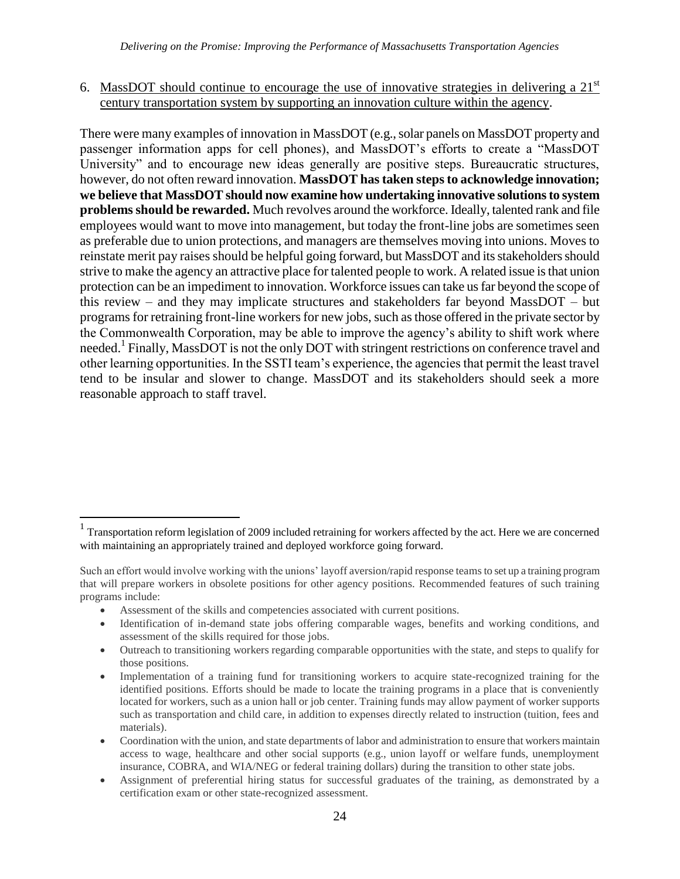6. <u>MassDOT should continue to encourage the use of innovative strategies in delivering a 21st century transportation system by supporting an innovation culture within the agency</u>.

There were many examples of innovation in MassDOT (e.g., solar panels on MassDOT property and passenger information apps for cell phones), and MassDOT's efforts to create a "MassDOT University" and to encourage new ideas generally are positive steps. Bureaucratic structures, however, do not often reward innovation. **MassDOT has taken steps to acknowledge innovation; we believe that MassDOT should now examine how undertaking innovative solutions to system problems should be rewarded.** Much revolves around the workforce. Ideally, talented rank and file employees would want to move into management, but today the front-line jobs are sometimes seen as preferable due to union protections, and managers are themselves moving into unions. Moves to reinstate merit pay raises should be helpful going forward, but MassDOT and its stakeholders should strive to make the agency an attractive place for talented people to work. A related issue is that union protection can be an impediment to innovation. Workforce issues can take us far beyond the scope of this review – and they may implicate structures and stakeholders far beyond MassDOT – but programs for retraining front-line workers for new jobs, such as those offered in the private sector by the Commonwealth Corporation, may be able to improve the agency's ability to shift work where needed.[1] Finally, MassDOT is not the only DOT with stringent restrictions on conference travel and other learning opportunities. In the SSTI team's experience, the agencies that permit the least travel tend to be insular and slower to change. MassDOT and its stakeholders should seek a more reasonable approach to staff travel.

---

[1] Transportation reform legislation of 2009 included retraining for workers affected by the act. Here we are concerned with maintaining an appropriately trained and deployed workforce going forward.

Such an effort would involve working with the unions' layoff aversion/rapid response teams to set up a training program that will prepare workers in obsolete positions for other agency positions. Recommended features of such training programs include:

- Assessment of the skills and competencies associated with current positions.
- Identification of in-demand state jobs offering comparable wages, benefits and working conditions, and assessment of the skills required for those jobs.
- Outreach to transitioning workers regarding comparable opportunities with the state, and steps to qualify for those positions.
- Implementation of a training fund for transitioning workers to acquire state-recognized training for the identified positions. Efforts should be made to locate the training programs in a place that is conveniently located for workers, such as a union hall or job center. Training funds may allow payment of worker supports such as transportation and child care, in addition to expenses directly related to instruction (tuition, fees and materials).
- Coordination with the union, and state departments of labor and administration to ensure that workers maintain access to wage, healthcare and other social supports (e.g., union layoff or welfare funds, unemployment insurance, COBRA, and WIA/NEG or federal training dollars) during the transition to other state jobs.
- Assignment of preferential hiring status for successful graduates of the training, as demonstrated by a certification exam or other state-recognized assessment.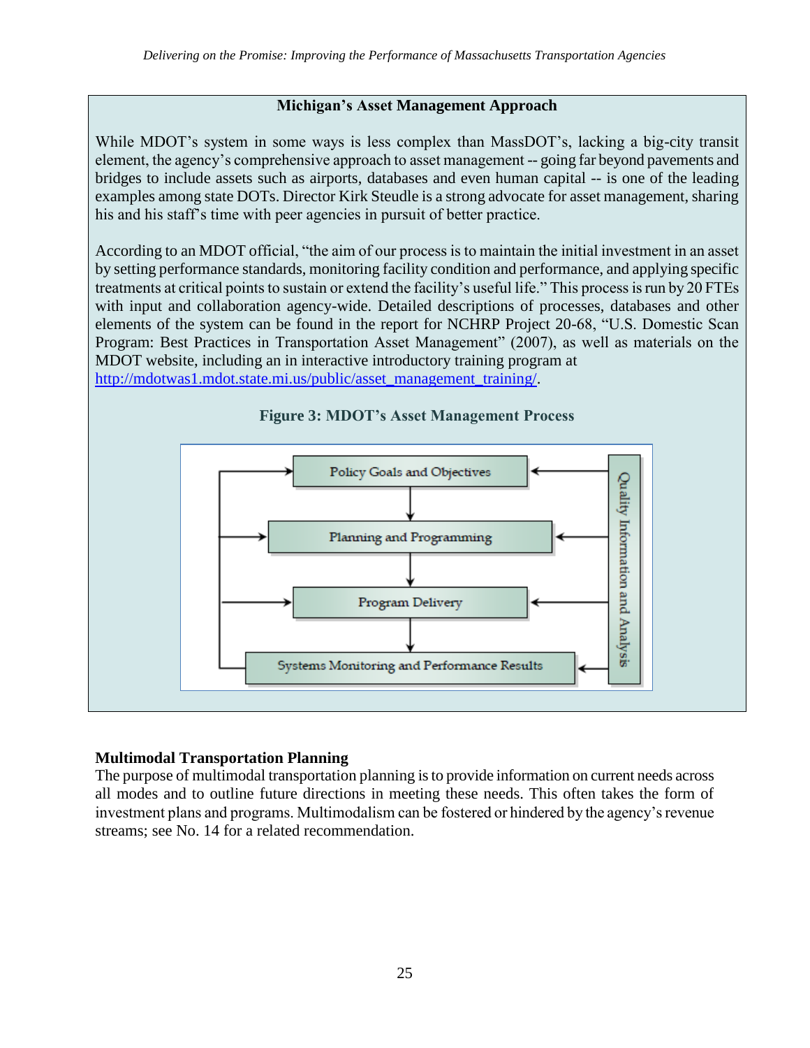**Michigan's Asset Management Approach**

While MDOT's system in some ways is less complex than MassDOT's, lacking a big-city transit element, the agency's comprehensive approach to asset management -- going far beyond pavements and bridges to include assets such as airports, databases and even human capital -- is one of the leading examples among state DOTs. Director Kirk Steudle is a strong advocate for asset management, sharing his and his staff's time with peer agencies in pursuit of better practice.

According to an MDOT official, "the aim of our process is to maintain the initial investment in an asset by setting performance standards, monitoring facility condition and performance, and applying specific treatments at critical points to sustain or extend the facility's useful life." This process is run by 20 FTEs with input and collaboration agency-wide. Detailed descriptions of processes, databases and other elements of the system can be found in the report for NCHRP Project 20-68, "U.S. Domestic Scan Program: Best Practices in Transportation Asset Management" (2007), as well as materials on the MDOT website, including an in interactive introductory training program at [http://mdotwas1.mdot.state.mi.us/public/asset_management_training/](http://mdotwas1.mdot.state.mi.us/public/asset_management_training/).

**Figure 3: MDOT's Asset Management Process**

Policy Goals and Objectives → Planning and Programming → Program Delivery → Systems Monitoring and Performance Results

Quality Information and Analysis

## Multimodal Transportation Planning

The purpose of multimodal transportation planning is to provide information on current needs across all modes and to outline future directions in meeting these needs. This often takes the form of investment plans and programs. Multimodalism can be fostered or hindered by the agency's revenue streams; see No. 14 for a related recommendation.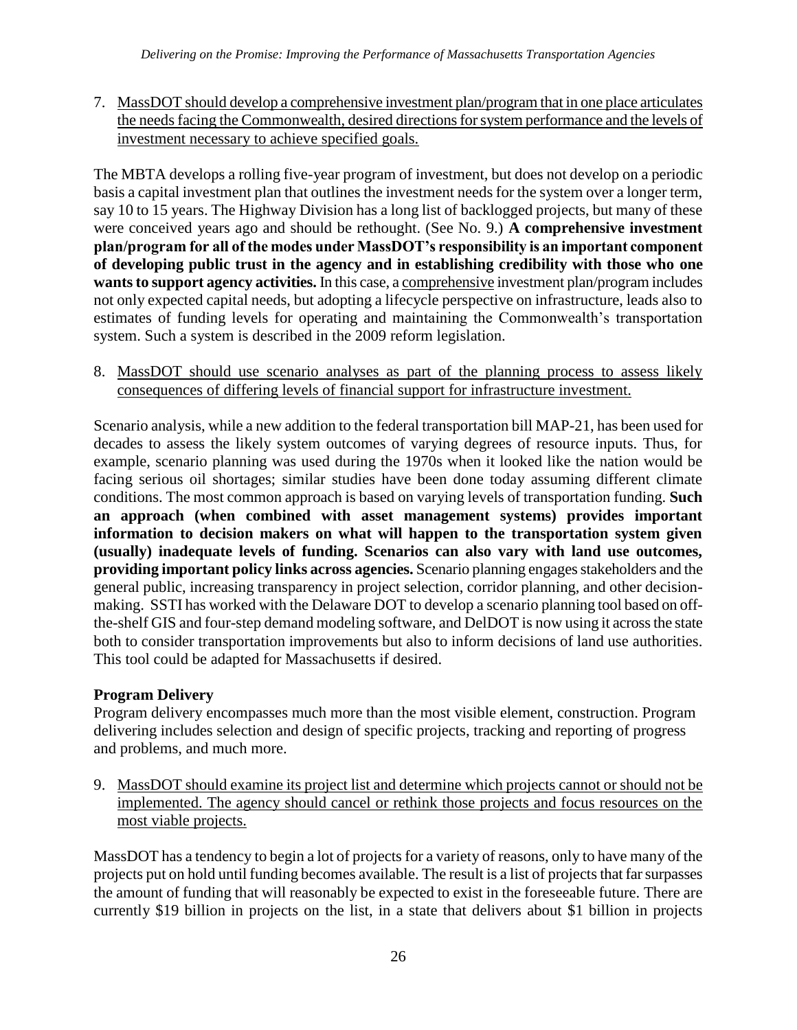7. <u>MassDOT should develop a comprehensive investment plan/program that in one place articulates the needs facing the Commonwealth, desired directions for system performance and the levels of investment necessary to achieve specified goals.</u>

The MBTA develops a rolling five-year program of investment, but does not develop on a periodic basis a capital investment plan that outlines the investment needs for the system over a longer term, say 10 to 15 years. The Highway Division has a long list of backlogged projects, but many of these were conceived years ago and should be rethought. (See No. 9.) **A comprehensive investment plan/program for all of the modes under MassDOT's responsibility is an important component of developing public trust in the agency and in establishing credibility with those who one wants to support agency activities.** In this case, a <u>comprehensive</u> investment plan/program includes not only expected capital needs, but adopting a lifecycle perspective on infrastructure, leads also to estimates of funding levels for operating and maintaining the Commonwealth's transportation system. Such a system is described in the 2009 reform legislation.

8. <u>MassDOT should use scenario analyses as part of the planning process to assess likely consequences of differing levels of financial support for infrastructure investment.</u>

Scenario analysis, while a new addition to the federal transportation bill MAP-21, has been used for decades to assess the likely system outcomes of varying degrees of resource inputs. Thus, for example, scenario planning was used during the 1970s when it looked like the nation would be facing serious oil shortages; similar studies have been done today assuming different climate conditions. The most common approach is based on varying levels of transportation funding. **Such an approach (when combined with asset management systems) provides important information to decision makers on what will happen to the transportation system given (usually) inadequate levels of funding. Scenarios can also vary with land use outcomes, providing important policy links across agencies.** Scenario planning engages stakeholders and the general public, increasing transparency in project selection, corridor planning, and other decision-making. SSTI has worked with the Delaware DOT to develop a scenario planning tool based on off-the-shelf GIS and four-step demand modeling software, and DelDOT is now using it across the state both to consider transportation improvements but also to inform decisions of land use authorities. This tool could be adapted for Massachusetts if desired.

**Program Delivery**

Program delivery encompasses much more than the most visible element, construction. Program delivering includes selection and design of specific projects, tracking and reporting of progress and problems, and much more.

9. <u>MassDOT should examine its project list and determine which projects cannot or should not be implemented. The agency should cancel or rethink those projects and focus resources on the most viable projects.</u>

MassDOT has a tendency to begin a lot of projects for a variety of reasons, only to have many of the projects put on hold until funding becomes available. The result is a list of projects that far surpasses the amount of funding that will reasonably be expected to exist in the foreseeable future. There are currently \$19 billion in projects on the list, in a state that delivers about \$1 billion in projects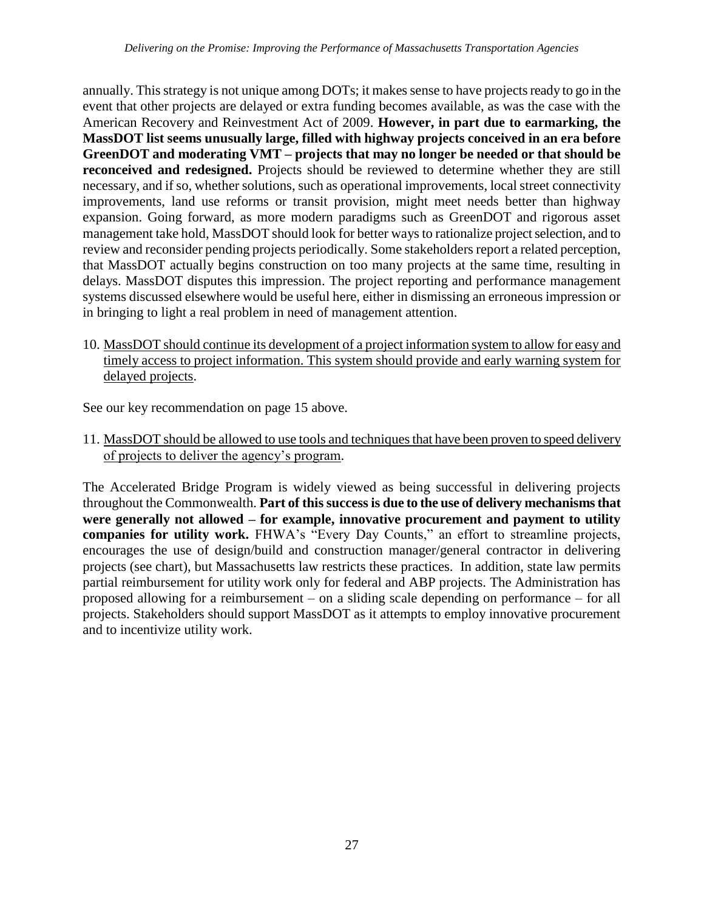annually. This strategy is not unique among DOTs; it makes sense to have projects ready to go in the event that other projects are delayed or extra funding becomes available, as was the case with the American Recovery and Reinvestment Act of 2009. **However, in part due to earmarking, the MassDOT list seems unusually large, filled with highway projects conceived in an era before GreenDOT and moderating VMT – projects that may no longer be needed or that should be reconceived and redesigned.** Projects should be reviewed to determine whether they are still necessary, and if so, whether solutions, such as operational improvements, local street connectivity improvements, land use reforms or transit provision, might meet needs better than highway expansion. Going forward, as more modern paradigms such as GreenDOT and rigorous asset management take hold, MassDOT should look for better ways to rationalize project selection, and to review and reconsider pending projects periodically. Some stakeholders report a related perception, that MassDOT actually begins construction on too many projects at the same time, resulting in delays. MassDOT disputes this impression. The project reporting and performance management systems discussed elsewhere would be useful here, either in dismissing an erroneous impression or in bringing to light a real problem in need of management attention.

10. <u>MassDOT should continue its development of a project information system to allow for easy and timely access to project information. This system should provide and early warning system for delayed projects</u>.

See our key recommendation on page 15 above.

11. <u>MassDOT should be allowed to use tools and techniques that have been proven to speed delivery of projects to deliver the agency's program</u>.

The Accelerated Bridge Program is widely viewed as being successful in delivering projects throughout the Commonwealth. **Part of this success is due to the use of delivery mechanisms that were generally not allowed – for example, innovative procurement and payment to utility companies for utility work.** FHWA's "Every Day Counts," an effort to streamline projects, encourages the use of design/build and construction manager/general contractor in delivering projects (see chart), but Massachusetts law restricts these practices. In addition, state law permits partial reimbursement for utility work only for federal and ABP projects. The Administration has proposed allowing for a reimbursement – on a sliding scale depending on performance – for all projects. Stakeholders should support MassDOT as it attempts to employ innovative procurement and to incentivize utility work.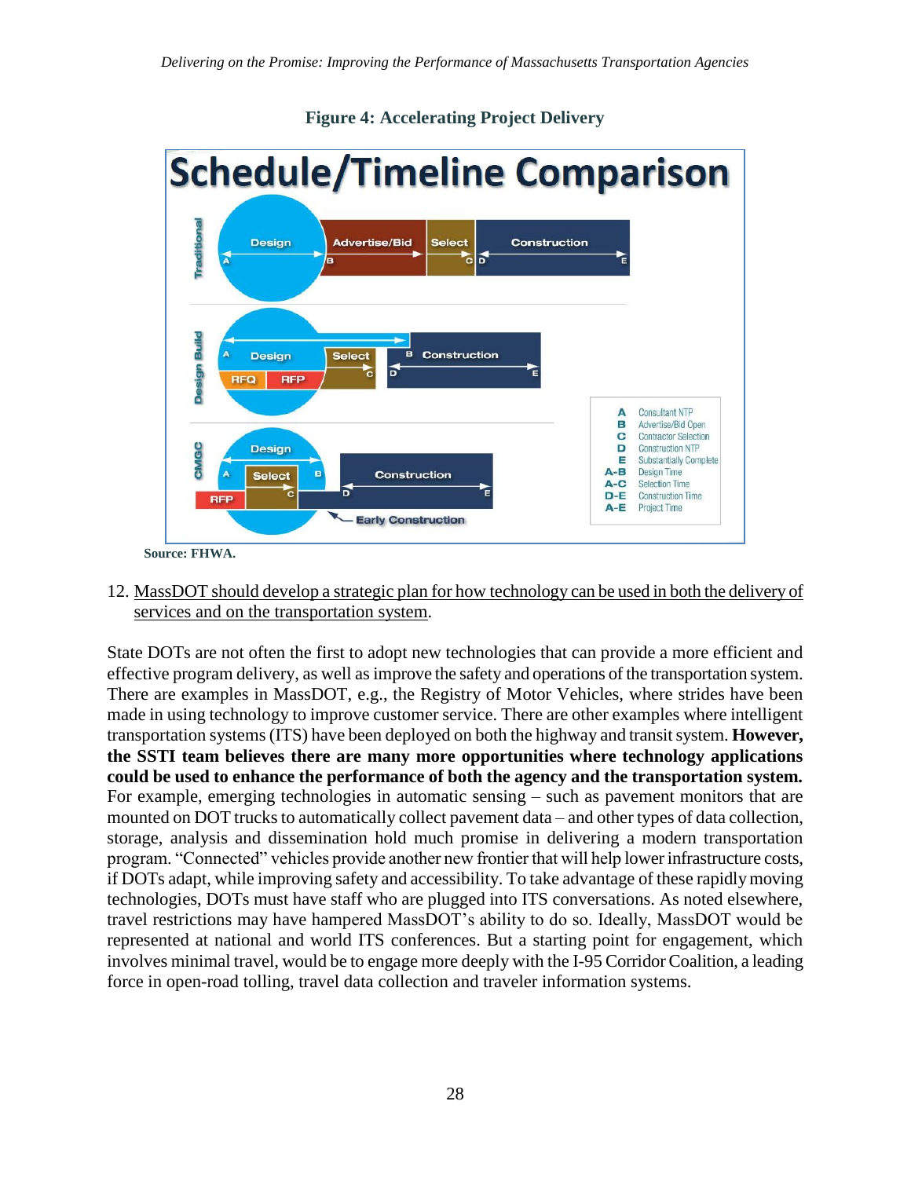**Figure 4: Accelerating Project Delivery**

Source: FHWA.

12. MassDOT should develop a strategic plan for how technology can be used in both the delivery of services and on the transportation system.

State DOTs are not often the first to adopt new technologies that can provide a more efficient and effective program delivery, as well as improve the safety and operations of the transportation system. There are examples in MassDOT, e.g., the Registry of Motor Vehicles, where strides have been made in using technology to improve customer service. There are other examples where intelligent transportation systems (ITS) have been deployed on both the highway and transit system. **However, the SSTI team believes there are many more opportunities where technology applications could be used to enhance the performance of both the agency and the transportation system.** For example, emerging technologies in automatic sensing – such as pavement monitors that are mounted on DOT trucks to automatically collect pavement data – and other types of data collection, storage, analysis and dissemination hold much promise in delivering a modern transportation program. "Connected" vehicles provide another new frontier that will help lower infrastructure costs, if DOTs adapt, while improving safety and accessibility. To take advantage of these rapidly moving technologies, DOTs must have staff who are plugged into ITS conversations. As noted elsewhere, travel restrictions may have hampered MassDOT's ability to do so. Ideally, MassDOT would be represented at national and world ITS conferences. But a starting point for engagement, which involves minimal travel, would be to engage more deeply with the I-95 Corridor Coalition, a leading force in open-road tolling, travel data collection and traveler information systems.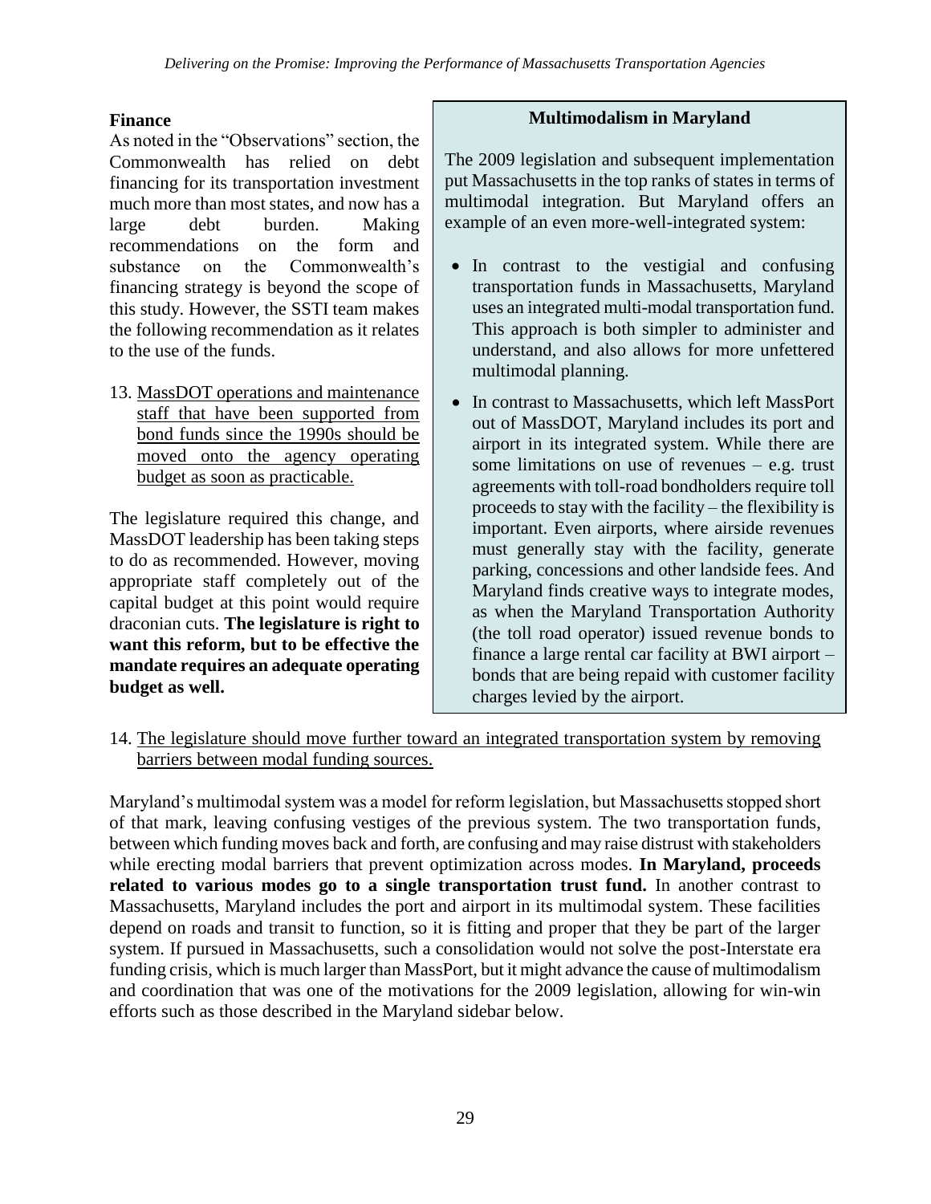### Finance

As noted in the "Observations" section, the Commonwealth has relied on debt financing for its transportation investment much more than most states, and now has a large debt burden. Making recommendations on the form and substance on the Commonwealth's financing strategy is beyond the scope of this study. However, the SSTI team makes the following recommendation as it relates to the use of the funds.

13. MassDOT operations and maintenance staff that have been supported from bond funds since the 1990s should be moved onto the agency operating budget as soon as practicable.

The legislature required this change, and MassDOT leadership has been taking steps to do as recommended. However, moving appropriate staff completely out of the capital budget at this point would require draconian cuts. **The legislature is right to want this reform, but to be effective the mandate requires an adequate operating budget as well.**

> **Multimodalism in Maryland**
>
> The 2009 legislation and subsequent implementation put Massachusetts in the top ranks of states in terms of multimodal integration. But Maryland offers an example of an even more-well-integrated system:
>
> - In contrast to the vestigial and confusing transportation funds in Massachusetts, Maryland uses an integrated multi-modal transportation fund. This approach is both simpler to administer and understand, and also allows for more unfettered multimodal planning.
> - In contrast to Massachusetts, which left MassPort out of MassDOT, Maryland includes its port and airport in its integrated system. While there are some limitations on use of revenues – e.g. trust agreements with toll-road bondholders require toll proceeds to stay with the facility – the flexibility is important. Even airports, where airside revenues must generally stay with the facility, generate parking, concessions and other landside fees. And Maryland finds creative ways to integrate modes, as when the Maryland Transportation Authority (the toll road operator) issued revenue bonds to finance a large rental car facility at BWI airport – bonds that are being repaid with customer facility charges levied by the airport.

14. The legislature should move further toward an integrated transportation system by removing barriers between modal funding sources.

Maryland's multimodal system was a model for reform legislation, but Massachusetts stopped short of that mark, leaving confusing vestiges of the previous system. The two transportation funds, between which funding moves back and forth, are confusing and may raise distrust with stakeholders while erecting modal barriers that prevent optimization across modes. **In Maryland, proceeds related to various modes go to a single transportation trust fund.** In another contrast to Massachusetts, Maryland includes the port and airport in its multimodal system. These facilities depend on roads and transit to function, so it is fitting and proper that they be part of the larger system. If pursued in Massachusetts, such a consolidation would not solve the post-Interstate era funding crisis, which is much larger than MassPort, but it might advance the cause of multimodalism and coordination that was one of the motivations for the 2009 legislation, allowing for win-win efforts such as those described in the Maryland sidebar below.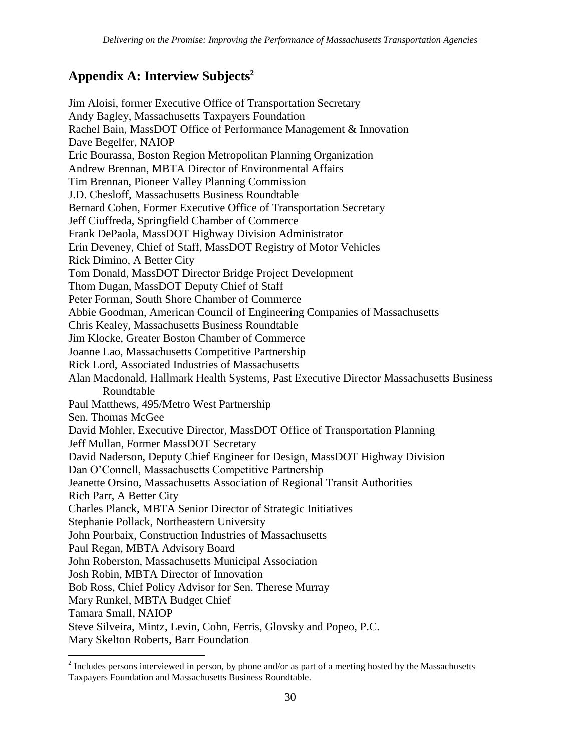## Appendix A: Interview Subjects[2]

Jim Aloisi, former Executive Office of Transportation Secretary
Andy Bagley, Massachusetts Taxpayers Foundation
Rachel Bain, MassDOT Office of Performance Management & Innovation
Dave Begelfer, NAIOP
Eric Bourassa, Boston Region Metropolitan Planning Organization
Andrew Brennan, MBTA Director of Environmental Affairs
Tim Brennan, Pioneer Valley Planning Commission
J.D. Chesloff, Massachusetts Business Roundtable
Bernard Cohen, Former Executive Office of Transportation Secretary
Jeff Ciuffreda, Springfield Chamber of Commerce
Frank DePaola, MassDOT Highway Division Administrator
Erin Deveney, Chief of Staff, MassDOT Registry of Motor Vehicles
Rick Dimino, A Better City
Tom Donald, MassDOT Director Bridge Project Development
Thom Dugan, MassDOT Deputy Chief of Staff
Peter Forman, South Shore Chamber of Commerce
Abbie Goodman, American Council of Engineering Companies of Massachusetts
Chris Kealey, Massachusetts Business Roundtable
Jim Klocke, Greater Boston Chamber of Commerce
Joanne Lao, Massachusetts Competitive Partnership
Rick Lord, Associated Industries of Massachusetts
Alan Macdonald, Hallmark Health Systems, Past Executive Director Massachusetts Business Roundtable
Paul Matthews, 495/Metro West Partnership
Sen. Thomas McGee
David Mohler, Executive Director, MassDOT Office of Transportation Planning
Jeff Mullan, Former MassDOT Secretary
David Naderson, Deputy Chief Engineer for Design, MassDOT Highway Division
Dan O'Connell, Massachusetts Competitive Partnership
Jeanette Orsino, Massachusetts Association of Regional Transit Authorities
Rich Parr, A Better City
Charles Planck, MBTA Senior Director of Strategic Initiatives
Stephanie Pollack, Northeastern University
John Pourbaix, Construction Industries of Massachusetts
Paul Regan, MBTA Advisory Board
John Roberston, Massachusetts Municipal Association
Josh Robin, MBTA Director of Innovation
Bob Ross, Chief Policy Advisor for Sen. Therese Murray
Mary Runkel, MBTA Budget Chief
Tamara Small, NAIOP
Steve Silveira, Mintz, Levin, Cohn, Ferris, Glovsky and Popeo, P.C.
Mary Skelton Roberts, Barr Foundation

[2] Includes persons interviewed in person, by phone and/or as part of a meeting hosted by the Massachusetts Taxpayers Foundation and Massachusetts Business Roundtable.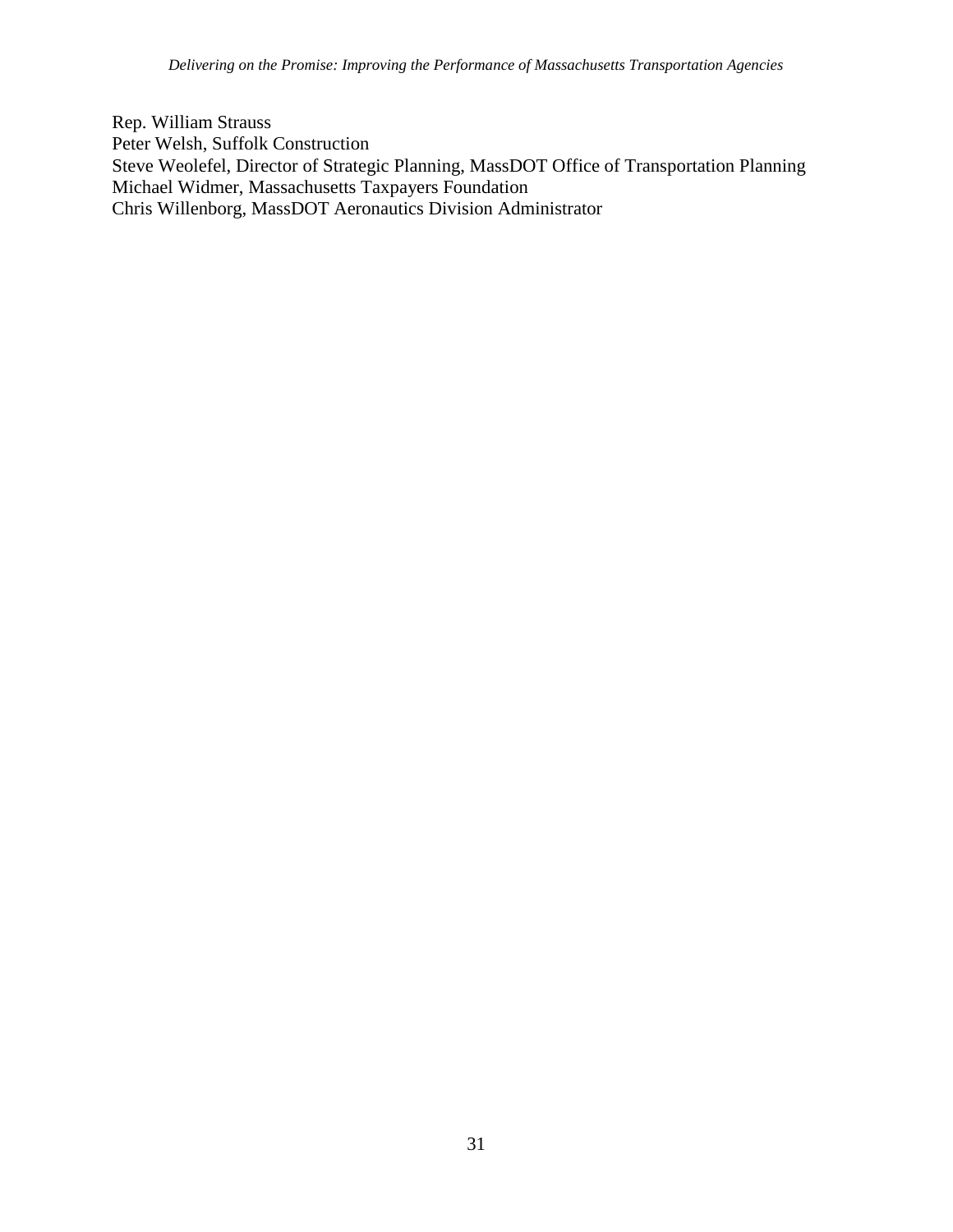Rep. William Strauss
Peter Welsh, Suffolk Construction
Steve Weolefel, Director of Strategic Planning, MassDOT Office of Transportation Planning
Michael Widmer, Massachusetts Taxpayers Foundation
Chris Willenborg, MassDOT Aeronautics Division Administrator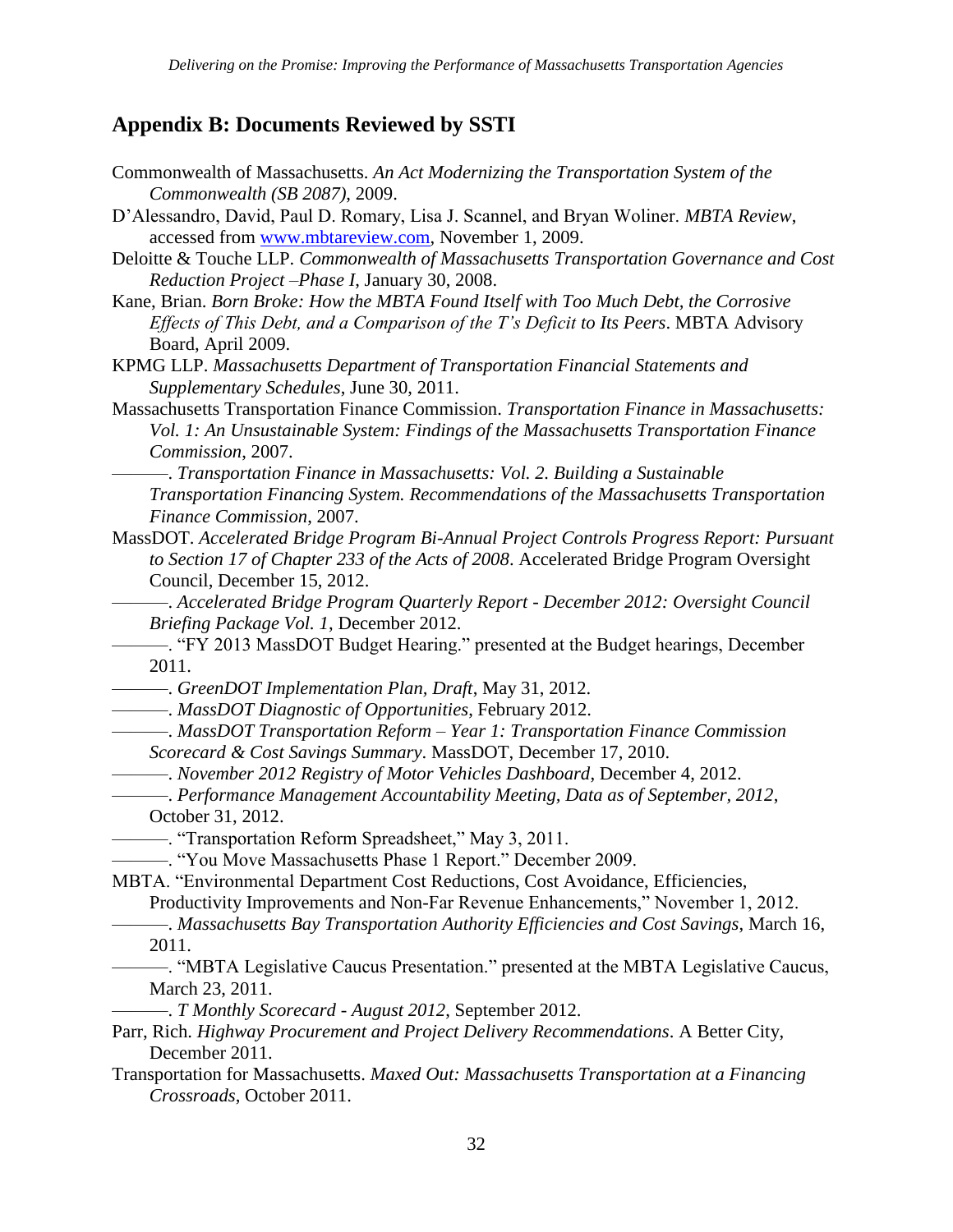## Appendix B: Documents Reviewed by SSTI

Commonwealth of Massachusetts. *An Act Modernizing the Transportation System of the Commonwealth (SB 2087)*, 2009.

D'Alessandro, David, Paul D. Romary, Lisa J. Scannel, and Bryan Woliner. *MBTA Review*, accessed from www.mbtareview.com, November 1, 2009.

Deloitte & Touche LLP. *Commonwealth of Massachusetts Transportation Governance and Cost Reduction Project –Phase I*, January 30, 2008.

Kane, Brian. *Born Broke: How the MBTA Found Itself with Too Much Debt, the Corrosive Effects of This Debt, and a Comparison of the T's Deficit to Its Peers*. MBTA Advisory Board, April 2009.

KPMG LLP. *Massachusetts Department of Transportation Financial Statements and Supplementary Schedules*, June 30, 2011.

Massachusetts Transportation Finance Commission. *Transportation Finance in Massachusetts: Vol. 1: An Unsustainable System: Findings of the Massachusetts Transportation Finance Commission*, 2007.

———. *Transportation Finance in Massachusetts: Vol. 2. Building a Sustainable Transportation Financing System. Recommendations of the Massachusetts Transportation Finance Commission*, 2007.

MassDOT. *Accelerated Bridge Program Bi-Annual Project Controls Progress Report: Pursuant to Section 17 of Chapter 233 of the Acts of 2008*. Accelerated Bridge Program Oversight Council, December 15, 2012.

———. *Accelerated Bridge Program Quarterly Report - December 2012: Oversight Council Briefing Package Vol. 1*, December 2012.

———. "FY 2013 MassDOT Budget Hearing." presented at the Budget hearings, December 2011.

———. *GreenDOT Implementation Plan, Draft*, May 31, 2012.

———. *MassDOT Diagnostic of Opportunities*, February 2012.

———. *MassDOT Transportation Reform – Year 1: Transportation Finance Commission Scorecard & Cost Savings Summary*. MassDOT, December 17, 2010.

———. *November 2012 Registry of Motor Vehicles Dashboard*, December 4, 2012.

———. *Performance Management Accountability Meeting, Data as of September, 2012*, October 31, 2012.

———. "Transportation Reform Spreadsheet," May 3, 2011.

———. "You Move Massachusetts Phase 1 Report." December 2009.

MBTA. "Environmental Department Cost Reductions, Cost Avoidance, Efficiencies, Productivity Improvements and Non-Far Revenue Enhancements," November 1, 2012.

———. *Massachusetts Bay Transportation Authority Efficiencies and Cost Savings*, March 16, 2011.

———. "MBTA Legislative Caucus Presentation." presented at the MBTA Legislative Caucus, March 23, 2011.

———. *T Monthly Scorecard - August 2012*, September 2012.

Parr, Rich. *Highway Procurement and Project Delivery Recommendations*. A Better City, December 2011.

Transportation for Massachusetts. *Maxed Out: Massachusetts Transportation at a Financing Crossroads*, October 2011.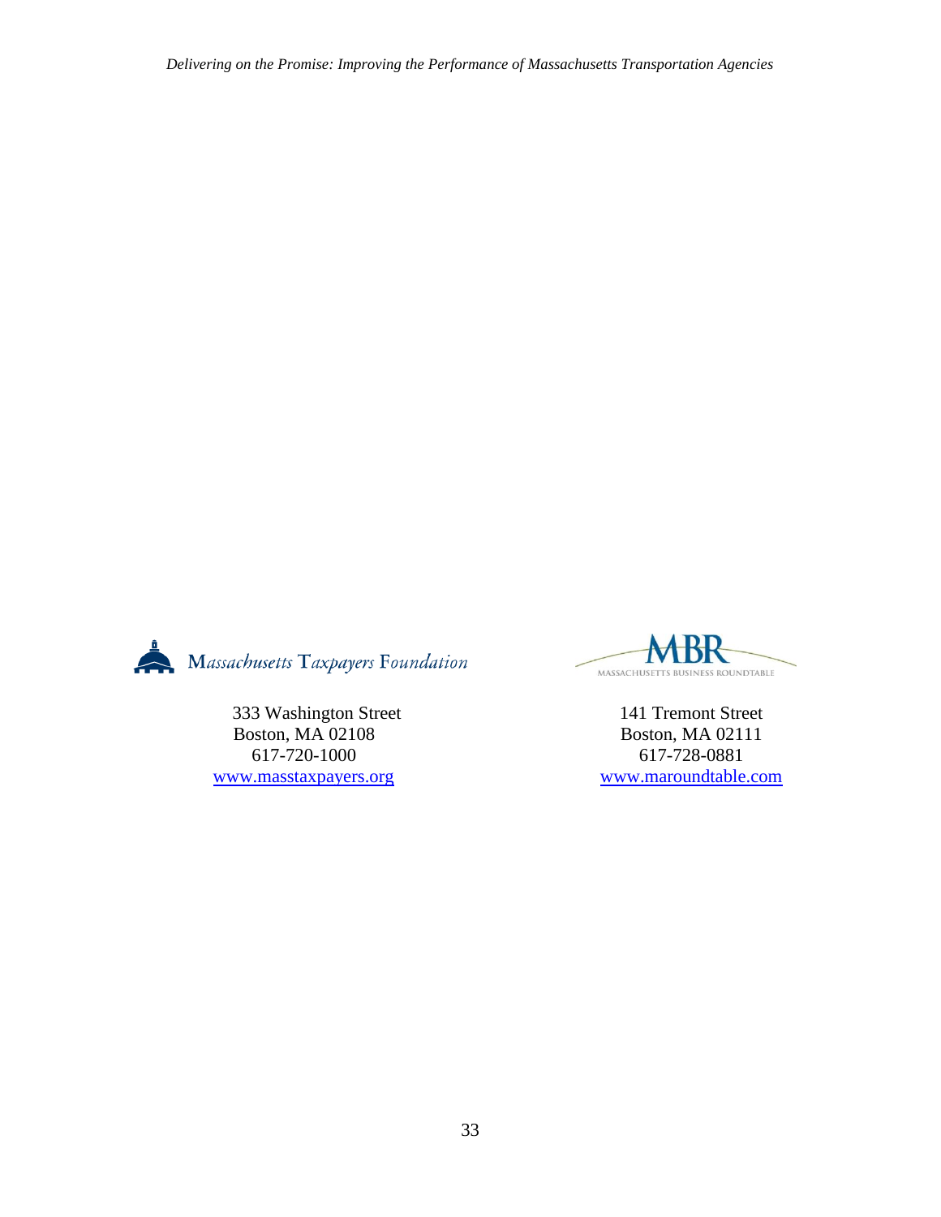Massachusetts Taxpayers Foundation

333 Washington Street
Boston, MA 02108
617-720-1000
www.masstaxpayers.org

MBR
MASSACHUSETTS BUSINESS ROUNDTABLE

141 Tremont Street
Boston, MA 02111
617-728-0881
www.maroundtable.com